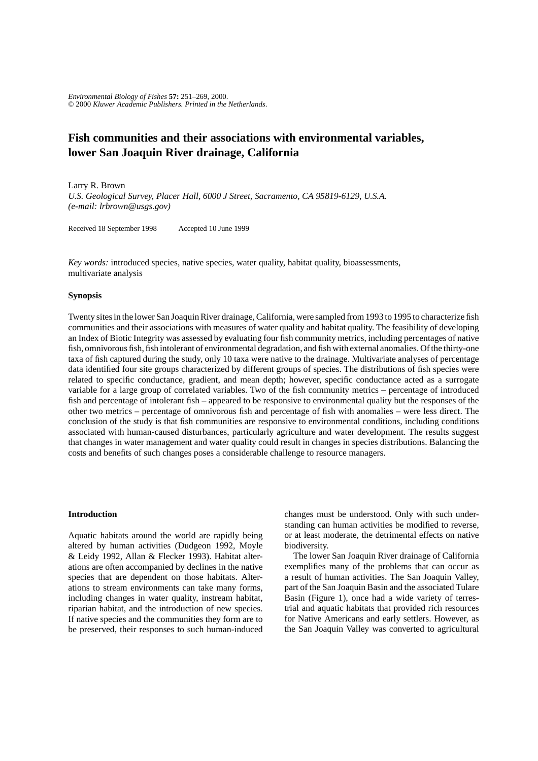# Fish communities and their associations with environmental variables, lower San Joaquin River drainage, California

Larry R. Brown

*U.S. Geological Survey, Placer Hall, 6000 J Street, Sacramento, CA 95819-6129, U.S.A. (e-mail: lrbrown@usgs.gov)*

Received 18 September 1998 Accepted 10 June 1999

*Key words:* introduced species, native species, water quality, habitat quality, bioassessments, multivariate analysis

### Synopsis

Twenty sites in the lower San Joaquin River drainage, California, were sampled from 1993 to 1995 to characterize fish communities and their associations with measures of water quality and habitat quality. The feasibility of developing an Index of Biotic Integrity was assessed by evaluating four fish community metrics, including percentages of native fish, omnivorous fish, fish intolerant of environmental degradation, and fish with external anomalies. Of the thirty-one taxa of fish captured during the study, only 10 taxa were native to the drainage. Multivariate analyses of percentage data identified four site groups characterized by different groups of species. The distributions of fish species were related to specific conductance, gradient, and mean depth; however, specific conductance acted as a surrogate variable for a large group of correlated variables. Two of the fish community metrics – percentage of introduced fish and percentage of intolerant fish – appeared to be responsive to environmental quality but the responses of the other two metrics – percentage of omnivorous fish and percentage of fish with anomalies – were less direct. The conclusion of the study is that fish communities are responsive to environmental conditions, including conditions associated with human-caused disturbances, particularly agriculture and water development. The results suggest that changes in water management and water quality could result in changes in species distributions. Balancing the costs and benefits of such changes poses a considerable challenge to resource managers.

### Introduction

Aquatic habitats around the world are rapidly being altered by human activities (Dudgeon 1992, Moyle & Leidy 1992, Allan & Flecker 1993). Habitat alterations are often accompanied by declines in the native species that are dependent on those habitats. Alterations to stream environments can take many forms, including changes in water quality, instream habitat, riparian habitat, and the introduction of new species. If native species and the communities they form are to be preserved, their responses to such human-induced changes must be understood. Only with such understanding can human activities be modified to reverse, or at least moderate, the detrimental effects on native biodiversity.

The lower San Joaquin River drainage of California exemplifies many of the problems that can occur as a result of human activities. The San Joaquin Valley, part of the San Joaquin Basin and the associated Tulare Basin (Figure 1), once had a wide variety of terrestrial and aquatic habitats that provided rich resources for Native Americans and early settlers. However, as the San Joaquin Valley was converted to agricultural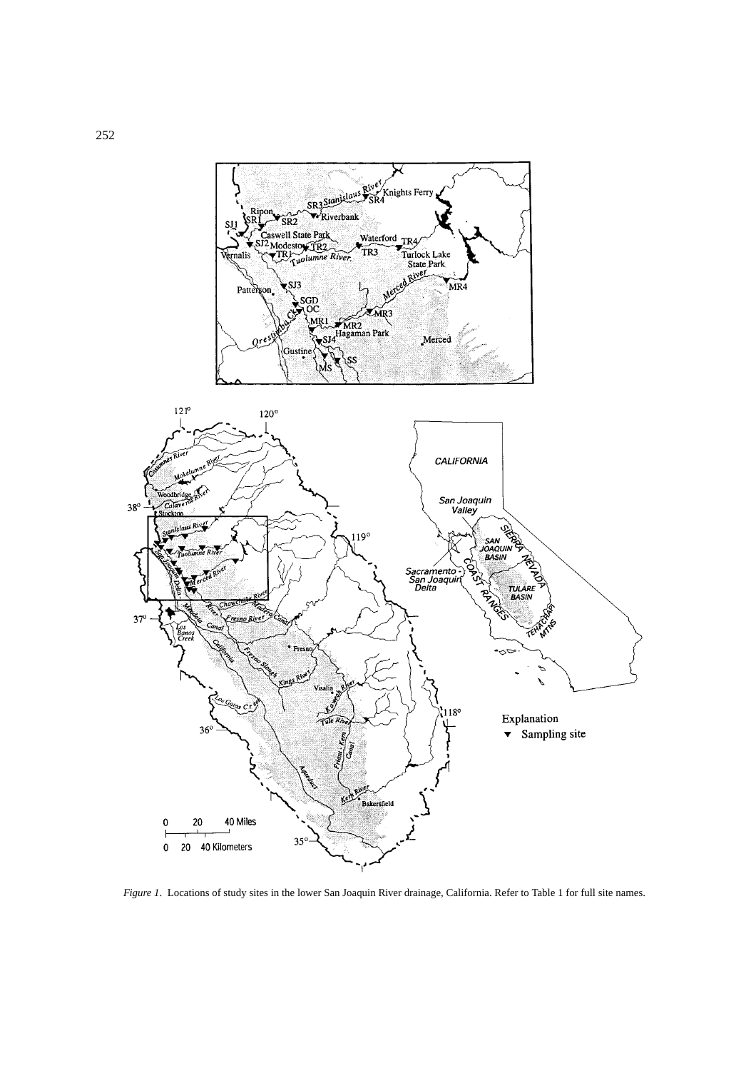*Figure 1*. Locations of study sites in the lower San Joaquin River drainage, California. Refer to Table 1 for full site names.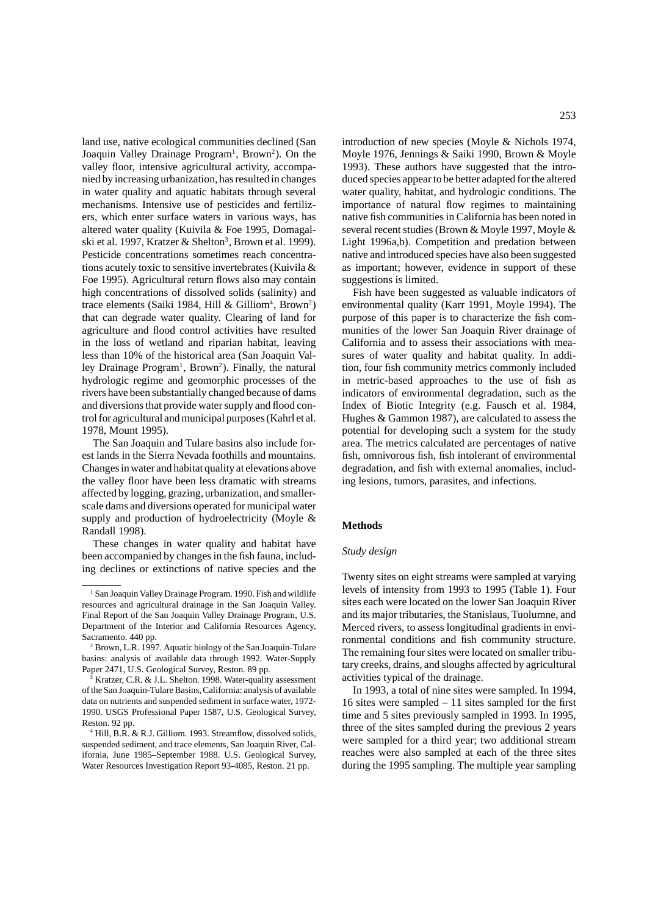land use, native ecological communities declined (San Joaquin Valley Drainage Program[1], Brown[2]). On the valley floor, intensive agricultural activity, accompanied by increasing urbanization, has resulted in changes in water quality and aquatic habitats through several mechanisms. Intensive use of pesticides and fertilizers, which enter surface waters in various ways, has altered water quality (Kuivila & Foe 1995, Domagalski et al. 1997, Kratzer & Shelton[3], Brown et al. 1999). Pesticide concentrations sometimes reach concentrations acutely toxic to sensitive invertebrates (Kuivila & Foe 1995). Agricultural return flows also may contain high concentrations of dissolved solids (salinity) and trace elements (Saiki 1984, Hill & Gilliom[4], Brown[2]) that can degrade water quality. Clearing of land for agriculture and flood control activities have resulted in the loss of wetland and riparian habitat, leaving less than 10% of the historical area (San Joaquin Valley Drainage Program[1], Brown[2]). Finally, the natural hydrologic regime and geomorphic processes of the rivers have been substantially changed because of dams and diversions that provide water supply and flood control for agricultural and municipal purposes (Kahrl et al. 1978, Mount 1995).

The San Joaquin and Tulare basins also include forest lands in the Sierra Nevada foothills and mountains. Changes in water and habitat quality at elevations above the valley floor have been less dramatic with streams affected by logging, grazing, urbanization, and smaller-scale dams and diversions operated for municipal water supply and production of hydroelectricity (Moyle & Randall 1998).

These changes in water quality and habitat have been accompanied by changes in the fish fauna, including declines or extinctions of native species and the introduction of new species (Moyle & Nichols 1974, Moyle 1976, Jennings & Saiki 1990, Brown & Moyle 1993). These authors have suggested that the introduced species appear to be better adapted for the altered water quality, habitat, and hydrologic conditions. The importance of natural flow regimes to maintaining native fish communities in California has been noted in several recent studies (Brown & Moyle 1997, Moyle & Light 1996a,b). Competition and predation between native and introduced species have also been suggested as important; however, evidence in support of these suggestions is limited.

Fish have been suggested as valuable indicators of environmental quality (Karr 1991, Moyle 1994). The purpose of this paper is to characterize the fish communities of the lower San Joaquin River drainage of California and to assess their associations with measures of water quality and habitat quality. In addition, four fish community metrics commonly included in metric-based approaches to the use of fish as indicators of environmental degradation, such as the Index of Biotic Integrity (e.g. Fausch et al. 1984, Hughes & Gammon 1987), are calculated to assess the potential for developing such a system for the study area. The metrics calculated are percentages of native fish, omnivorous fish, fish intolerant of environmental degradation, and fish with external anomalies, including lesions, tumors, parasites, and infections.

## Methods

### *Study design*

Twenty sites on eight streams were sampled at varying levels of intensity from 1993 to 1995 (Table 1). Four sites each were located on the lower San Joaquin River and its major tributaries, the Stanislaus, Tuolumne, and Merced rivers, to assess longitudinal gradients in environmental conditions and fish community structure. The remaining four sites were located on smaller tributary creeks, drains, and sloughs affected by agricultural activities typical of the drainage.

In 1993, a total of nine sites were sampled. In 1994, 16 sites were sampled – 11 sites sampled for the first time and 5 sites previously sampled in 1993. In 1995, three of the sites sampled during the previous 2 years were sampled for a third year; two additional stream reaches were also sampled at each of the three sites during the 1995 sampling. The multiple year sampling

---

[1] San Joaquin Valley Drainage Program. 1990. Fish and wildlife resources and agricultural drainage in the San Joaquin Valley. Final Report of the San Joaquin Valley Drainage Program, U.S. Department of the Interior and California Resources Agency, Sacramento. 440 pp.

[2] Brown, L.R. 1997. Aquatic biology of the San Joaquin-Tulare basins: analysis of available data through 1992. Water-Supply Paper 2471, U.S. Geological Survey, Reston. 89 pp.

[3] Kratzer, C.R. & J.L. Shelton. 1998. Water-quality assessment of the San Joaquin-Tulare Basins, California: analysis of available data on nutrients and suspended sediment in surface water, 1972-1990. USGS Professional Paper 1587, U.S. Geological Survey, Reston. 92 pp.

[4] Hill, B.R. & R.J. Gilliom. 1993. Streamflow, dissolved solids, suspended sediment, and trace elements, San Joaquin River, California, June 1985–September 1988. U.S. Geological Survey, Water Resources Investigation Report 93-4085, Reston. 21 pp.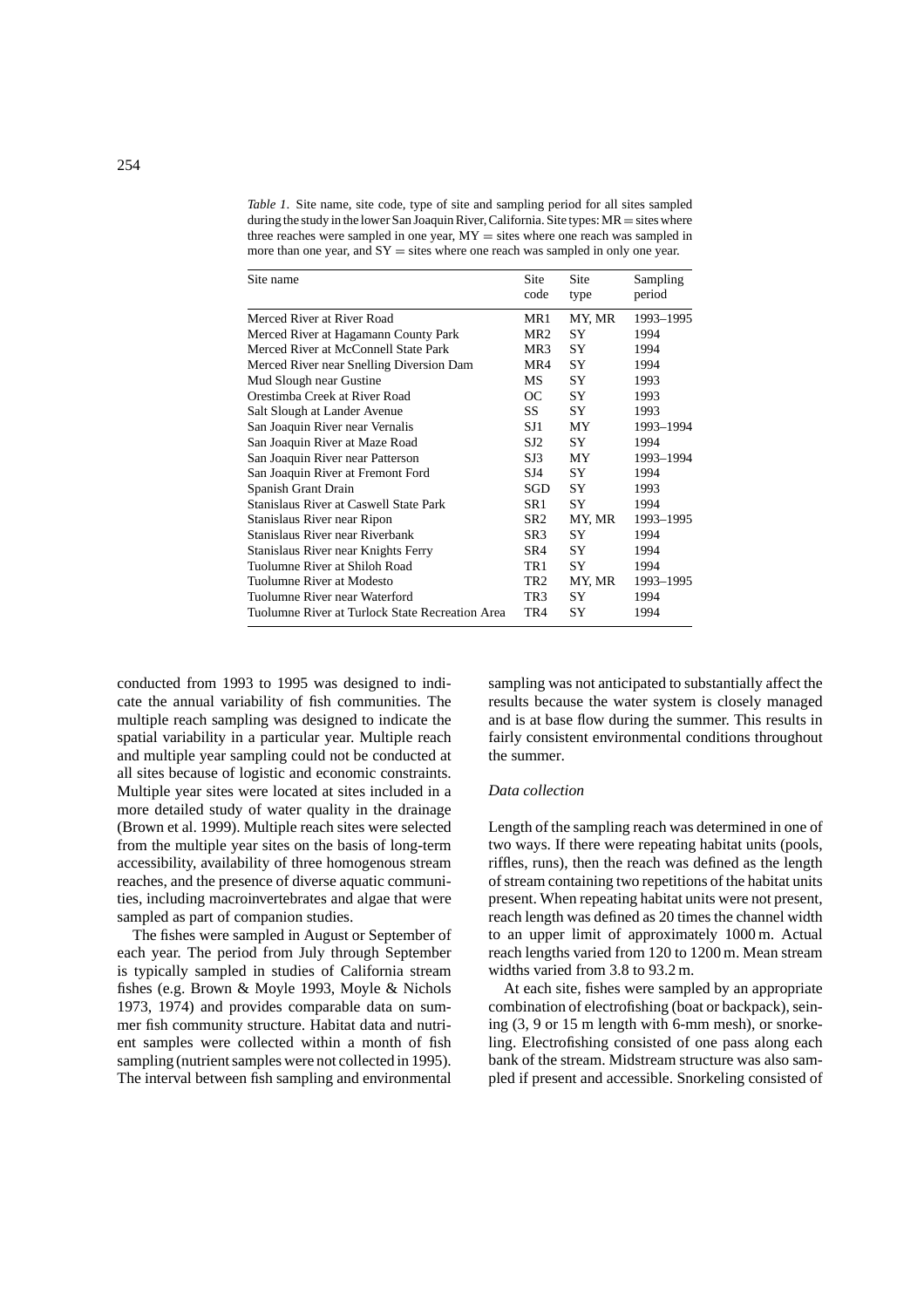*Table 1*. Site name, site code, type of site and sampling period for all sites sampled during the study in the lower San Joaquin River, California. Site types: MR = sites where three reaches were sampled in one year, MY = sites where one reach was sampled in more than one year, and SY = sites where one reach was sampled in only one year.

| Site name | Site code | Site type | Sampling period |
|---|---|---|---|
| Merced River at River Road | MR1 | MY, MR | 1993–1995 |
| Merced River at Hagamann County Park | MR2 | SY | 1994 |
| Merced River at McConnell State Park | MR3 | SY | 1994 |
| Merced River near Snelling Diversion Dam | MR4 | SY | 1994 |
| Mud Slough near Gustine | MS | SY | 1993 |
| Orestimba Creek at River Road | OC | SY | 1993 |
| Salt Slough at Lander Avenue | SS | SY | 1993 |
| San Joaquin River near Vernalis | SJ1 | MY | 1993–1994 |
| San Joaquin River at Maze Road | SJ2 | SY | 1994 |
| San Joaquin River near Patterson | SJ3 | MY | 1993–1994 |
| San Joaquin River at Fremont Ford | SJ4 | SY | 1994 |
| Spanish Grant Drain | SGD | SY | 1993 |
| Stanislaus River at Caswell State Park | SR1 | SY | 1994 |
| Stanislaus River near Ripon | SR2 | MY, MR | 1993–1995 |
| Stanislaus River near Riverbank | SR3 | SY | 1994 |
| Stanislaus River near Knights Ferry | SR4 | SY | 1994 |
| Tuolumne River at Shiloh Road | TR1 | SY | 1994 |
| Tuolumne River at Modesto | TR2 | MY, MR | 1993–1995 |
| Tuolumne River near Waterford | TR3 | SY | 1994 |
| Tuolumne River at Turlock State Recreation Area | TR4 | SY | 1994 |

conducted from 1993 to 1995 was designed to indicate the annual variability of fish communities. The multiple reach sampling was designed to indicate the spatial variability in a particular year. Multiple reach and multiple year sampling could not be conducted at all sites because of logistic and economic constraints. Multiple year sites were located at sites included in a more detailed study of water quality in the drainage (Brown et al. 1999). Multiple reach sites were selected from the multiple year sites on the basis of long-term accessibility, availability of three homogenous stream reaches, and the presence of diverse aquatic communities, including macroinvertebrates and algae that were sampled as part of companion studies.

The fishes were sampled in August or September of each year. The period from July through September is typically sampled in studies of California stream fishes (e.g. Brown & Moyle 1993, Moyle & Nichols 1973, 1974) and provides comparable data on summer fish community structure. Habitat data and nutrient samples were collected within a month of fish sampling (nutrient samples were not collected in 1995). The interval between fish sampling and environmental sampling was not anticipated to substantially affect the results because the water system is closely managed and is at base flow during the summer. This results in fairly consistent environmental conditions throughout the summer.

### *Data collection*

Length of the sampling reach was determined in one of two ways. If there were repeating habitat units (pools, riffles, runs), then the reach was defined as the length of stream containing two repetitions of the habitat units present. When repeating habitat units were not present, reach length was defined as 20 times the channel width to an upper limit of approximately 1000 m. Actual reach lengths varied from 120 to 1200 m. Mean stream widths varied from 3.8 to 93.2 m.

At each site, fishes were sampled by an appropriate combination of electrofishing (boat or backpack), seining (3, 9 or 15 m length with 6-mm mesh), or snorkeling. Electrofishing consisted of one pass along each bank of the stream. Midstream structure was also sampled if present and accessible. Snorkeling consisted of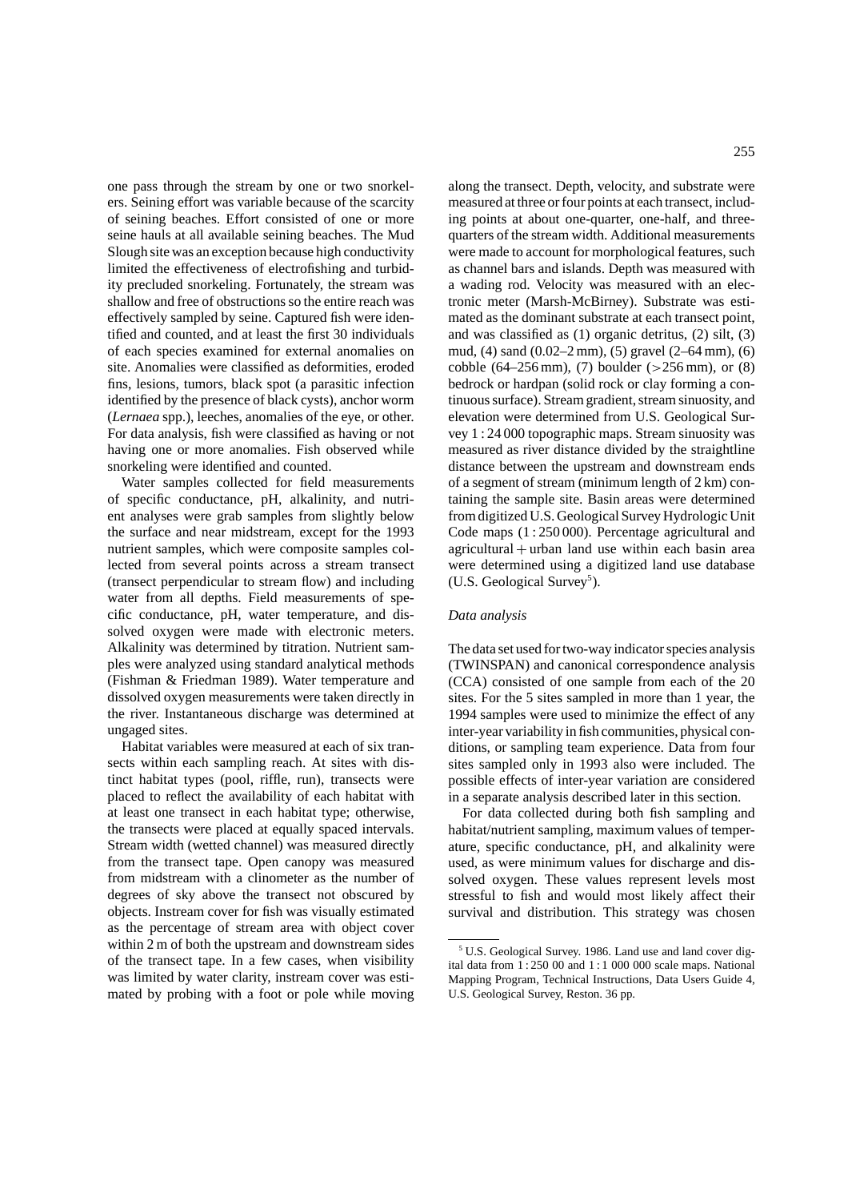one pass through the stream by one or two snorkelers. Seining effort was variable because of the scarcity of seining beaches. Effort consisted of one or more seine hauls at all available seining beaches. The Mud Slough site was an exception because high conductivity limited the effectiveness of electrofishing and turbidity precluded snorkeling. Fortunately, the stream was shallow and free of obstructions so the entire reach was effectively sampled by seine. Captured fish were identified and counted, and at least the first 30 individuals of each species examined for external anomalies on site. Anomalies were classified as deformities, eroded fins, lesions, tumors, black spot (a parasitic infection identified by the presence of black cysts), anchor worm (*Lernaea* spp.), leeches, anomalies of the eye, or other. For data analysis, fish were classified as having or not having one or more anomalies. Fish observed while snorkeling were identified and counted.

Water samples collected for field measurements of specific conductance, pH, alkalinity, and nutrient analyses were grab samples from slightly below the surface and near midstream, except for the 1993 nutrient samples, which were composite samples collected from several points across a stream transect (transect perpendicular to stream flow) and including water from all depths. Field measurements of specific conductance, pH, water temperature, and dissolved oxygen were made with electronic meters. Alkalinity was determined by titration. Nutrient samples were analyzed using standard analytical methods (Fishman & Friedman 1989). Water temperature and dissolved oxygen measurements were taken directly in the river. Instantaneous discharge was determined at ungaged sites.

Habitat variables were measured at each of six transects within each sampling reach. At sites with distinct habitat types (pool, riffle, run), transects were placed to reflect the availability of each habitat with at least one transect in each habitat type; otherwise, the transects were placed at equally spaced intervals. Stream width (wetted channel) was measured directly from the transect tape. Open canopy was measured from midstream with a clinometer as the number of degrees of sky above the transect not obscured by objects. Instream cover for fish was visually estimated as the percentage of stream area with object cover within 2 m of both the upstream and downstream sides of the transect tape. In a few cases, when visibility was limited by water clarity, instream cover was estimated by probing with a foot or pole while moving along the transect. Depth, velocity, and substrate were measured at three or four points at each transect, including points at about one-quarter, one-half, and three-quarters of the stream width. Additional measurements were made to account for morphological features, such as channel bars and islands. Depth was measured with a wading rod. Velocity was measured with an electronic meter (Marsh-McBirney). Substrate was estimated as the dominant substrate at each transect point, and was classified as (1) organic detritus, (2) silt, (3) mud, (4) sand (0.02–2 mm), (5) gravel (2–64 mm), (6) cobble (64–256 mm), (7) boulder (>256 mm), or (8) bedrock or hardpan (solid rock or clay forming a continuous surface). Stream gradient, stream sinuosity, and elevation were determined from U.S. Geological Survey 1 : 24 000 topographic maps. Stream sinuosity was measured as river distance divided by the straightline distance between the upstream and downstream ends of a segment of stream (minimum length of 2 km) containing the sample site. Basin areas were determined from digitized U.S. Geological Survey Hydrologic Unit Code maps (1 : 250 000). Percentage agricultural and agricultural + urban land use within each basin area were determined using a digitized land use database (U.S. Geological Survey[5]).

### *Data analysis*

The data set used for two-way indicator species analysis (TWINSPAN) and canonical correspondence analysis (CCA) consisted of one sample from each of the 20 sites. For the 5 sites sampled in more than 1 year, the 1994 samples were used to minimize the effect of any inter-year variability in fish communities, physical conditions, or sampling team experience. Data from four sites sampled only in 1993 were also included. The possible effects of inter-year variation are considered in a separate analysis described later in this section.

For data collected during both fish sampling and habitat/nutrient sampling, maximum values of temperature, specific conductance, pH, and alkalinity were used, as were minimum values for discharge and dissolved oxygen. These values represent levels most stressful to fish and would most likely affect their survival and distribution. This strategy was chosen

[5] U.S. Geological Survey. 1986. Land use and land cover digital data from 1 : 250 00 and 1 : 1 000 000 scale maps. National Mapping Program, Technical Instructions, Data Users Guide 4, U.S. Geological Survey, Reston. 36 pp.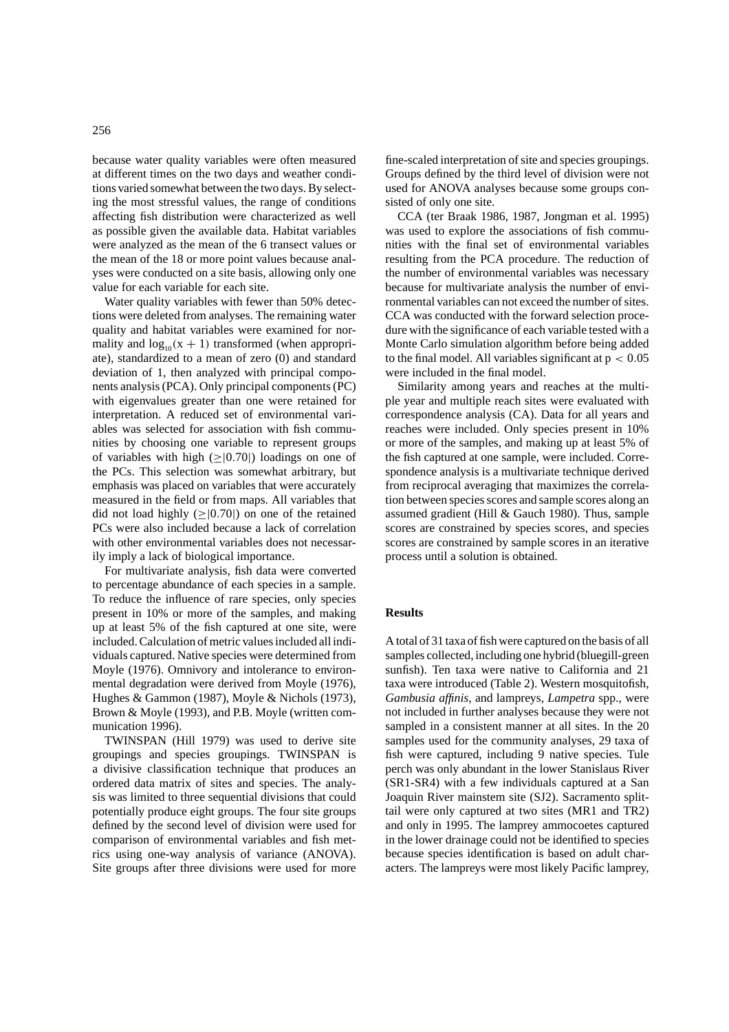because water quality variables were often measured at different times on the two days and weather conditions varied somewhat between the two days. By selecting the most stressful values, the range of conditions affecting fish distribution were characterized as well as possible given the available data. Habitat variables were analyzed as the mean of the 6 transect values or the mean of the 18 or more point values because analyses were conducted on a site basis, allowing only one value for each variable for each site.

Water quality variables with fewer than 50% detections were deleted from analyses. The remaining water quality and habitat variables were examined for normality and $\log_{10}(x + 1)$ transformed (when appropriate), standardized to a mean of zero (0) and standard deviation of 1, then analyzed with principal components analysis (PCA). Only principal components (PC) with eigenvalues greater than one were retained for interpretation. A reduced set of environmental variables was selected for association with fish communities by choosing one variable to represent groups of variables with high ($\geq|0.70|$) loadings on one of the PCs. This selection was somewhat arbitrary, but emphasis was placed on variables that were accurately measured in the field or from maps. All variables that did not load highly ($\geq|0.70|$) on one of the retained PCs were also included because a lack of correlation with other environmental variables does not necessarily imply a lack of biological importance.

For multivariate analysis, fish data were converted to percentage abundance of each species in a sample. To reduce the influence of rare species, only species present in 10% or more of the samples, and making up at least 5% of the fish captured at one site, were included. Calculation of metric values included all individuals captured. Native species were determined from Moyle (1976). Omnivory and intolerance to environmental degradation were derived from Moyle (1976), Hughes & Gammon (1987), Moyle & Nichols (1973), Brown & Moyle (1993), and P.B. Moyle (written communication 1996).

TWINSPAN (Hill 1979) was used to derive site groupings and species groupings. TWINSPAN is a divisive classification technique that produces an ordered data matrix of sites and species. The analysis was limited to three sequential divisions that could potentially produce eight groups. The four site groups defined by the second level of division were used for comparison of environmental variables and fish metrics using one-way analysis of variance (ANOVA). Site groups after three divisions were used for more fine-scaled interpretation of site and species groupings. Groups defined by the third level of division were not used for ANOVA analyses because some groups consisted of only one site.

CCA (ter Braak 1986, 1987, Jongman et al. 1995) was used to explore the associations of fish communities with the final set of environmental variables resulting from the PCA procedure. The reduction of the number of environmental variables was necessary because for multivariate analysis the number of environmental variables can not exceed the number of sites. CCA was conducted with the forward selection procedure with the significance of each variable tested with a Monte Carlo simulation algorithm before being added to the final model. All variables significant at $p < 0.05$ were included in the final model.

Similarity among years and reaches at the multiple year and multiple reach sites were evaluated with correspondence analysis (CA). Data for all years and reaches were included. Only species present in 10% or more of the samples, and making up at least 5% of the fish captured at one sample, were included. Correspondence analysis is a multivariate technique derived from reciprocal averaging that maximizes the correlation between species scores and sample scores along an assumed gradient (Hill & Gauch 1980). Thus, sample scores are constrained by species scores, and species scores are constrained by sample scores in an iterative process until a solution is obtained.

## Results

A total of 31 taxa of fish were captured on the basis of all samples collected, including one hybrid (bluegill-green sunfish). Ten taxa were native to California and 21 taxa were introduced (Table 2). Western mosquitofish, *Gambusia affinis*, and lampreys, *Lampetra* spp., were not included in further analyses because they were not sampled in a consistent manner at all sites. In the 20 samples used for the community analyses, 29 taxa of fish were captured, including 9 native species. Tule perch was only abundant in the lower Stanislaus River (SR1-SR4) with a few individuals captured at a San Joaquin River mainstem site (SJ2). Sacramento splittail were only captured at two sites (MR1 and TR2) and only in 1995. The lamprey ammocoetes captured in the lower drainage could not be identified to species because species identification is based on adult characters. The lampreys were most likely Pacific lamprey,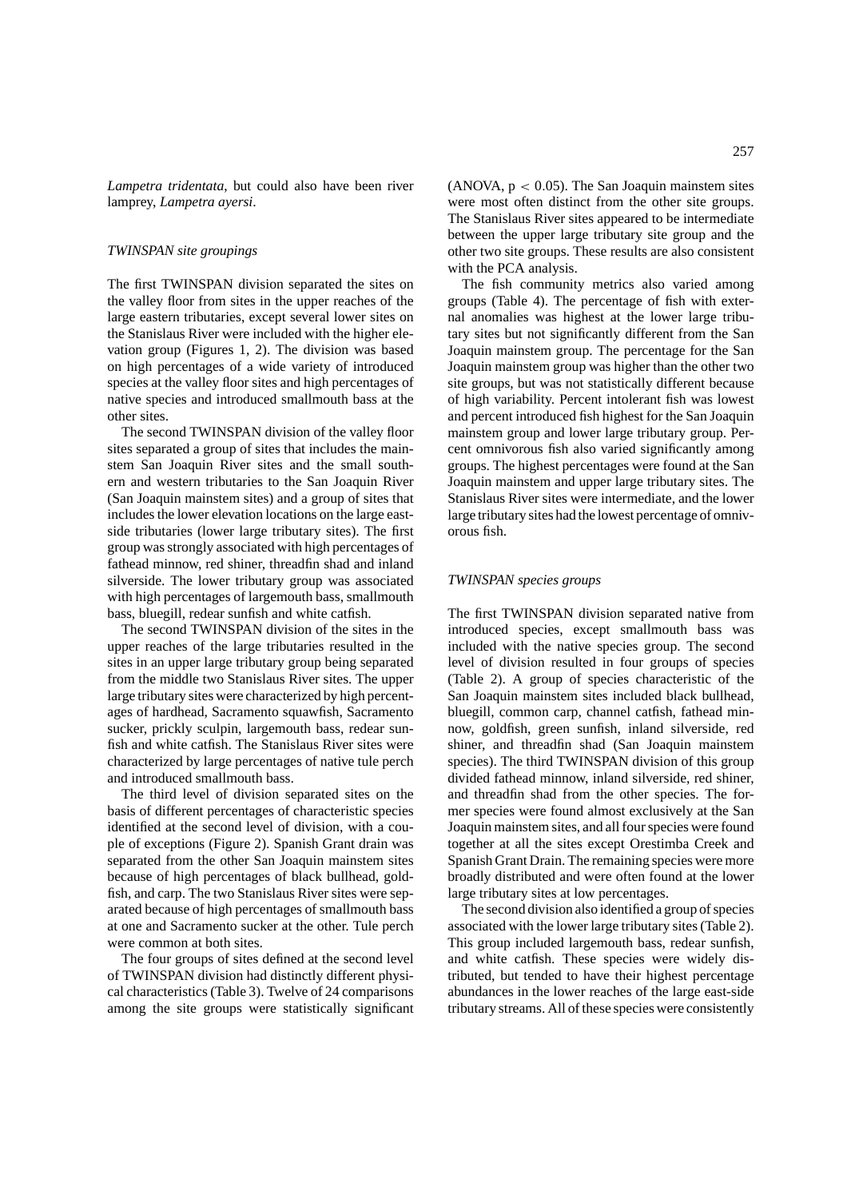*Lampetra tridentata*, but could also have been river lamprey, *Lampetra ayersi*.

### *TWINSPAN site groupings*

The first TWINSPAN division separated the sites on the valley floor from sites in the upper reaches of the large eastern tributaries, except several lower sites on the Stanislaus River were included with the higher elevation group (Figures 1, 2). The division was based on high percentages of a wide variety of introduced species at the valley floor sites and high percentages of native species and introduced smallmouth bass at the other sites.

The second TWINSPAN division of the valley floor sites separated a group of sites that includes the mainstem San Joaquin River sites and the small southern and western tributaries to the San Joaquin River (San Joaquin mainstem sites) and a group of sites that includes the lower elevation locations on the large eastside tributaries (lower large tributary sites). The first group was strongly associated with high percentages of fathead minnow, red shiner, threadfin shad and inland silverside. The lower tributary group was associated with high percentages of largemouth bass, smallmouth bass, bluegill, redear sunfish and white catfish.

The second TWINSPAN division of the sites in the upper reaches of the large tributaries resulted in the sites in an upper large tributary group being separated from the middle two Stanislaus River sites. The upper large tributary sites were characterized by high percentages of hardhead, Sacramento squawfish, Sacramento sucker, prickly sculpin, largemouth bass, redear sunfish and white catfish. The Stanislaus River sites were characterized by large percentages of native tule perch and introduced smallmouth bass.

The third level of division separated sites on the basis of different percentages of characteristic species identified at the second level of division, with a couple of exceptions (Figure 2). Spanish Grant drain was separated from the other San Joaquin mainstem sites because of high percentages of black bullhead, goldfish, and carp. The two Stanislaus River sites were separated because of high percentages of smallmouth bass at one and Sacramento sucker at the other. Tule perch were common at both sites.

The four groups of sites defined at the second level of TWINSPAN division had distinctly different physical characteristics (Table 3). Twelve of 24 comparisons among the site groups were statistically significant (ANOVA, $p < 0.05$). The San Joaquin mainstem sites were most often distinct from the other site groups. The Stanislaus River sites appeared to be intermediate between the upper large tributary site group and the other two site groups. These results are also consistent with the PCA analysis.

The fish community metrics also varied among groups (Table 4). The percentage of fish with external anomalies was highest at the lower large tributary sites but not significantly different from the San Joaquin mainstem group. The percentage for the San Joaquin mainstem group was higher than the other two site groups, but was not statistically different because of high variability. Percent intolerant fish was lowest and percent introduced fish highest for the San Joaquin mainstem group and lower large tributary group. Percent omnivorous fish also varied significantly among groups. The highest percentages were found at the San Joaquin mainstem and upper large tributary sites. The Stanislaus River sites were intermediate, and the lower large tributary sites had the lowest percentage of omnivorous fish.

### *TWINSPAN species groups*

The first TWINSPAN division separated native from introduced species, except smallmouth bass was included with the native species group. The second level of division resulted in four groups of species (Table 2). A group of species characteristic of the San Joaquin mainstem sites included black bullhead, bluegill, common carp, channel catfish, fathead minnow, goldfish, green sunfish, inland silverside, red shiner, and threadfin shad (San Joaquin mainstem species). The third TWINSPAN division of this group divided fathead minnow, inland silverside, red shiner, and threadfin shad from the other species. The former species were found almost exclusively at the San Joaquin mainstem sites, and all four species were found together at all the sites except Orestimba Creek and Spanish Grant Drain. The remaining species were more broadly distributed and were often found at the lower large tributary sites at low percentages.

The second division also identified a group of species associated with the lower large tributary sites (Table 2). This group included largemouth bass, redear sunfish, and white catfish. These species were widely distributed, but tended to have their highest percentage abundances in the lower reaches of the large east-side tributary streams. All of these species were consistently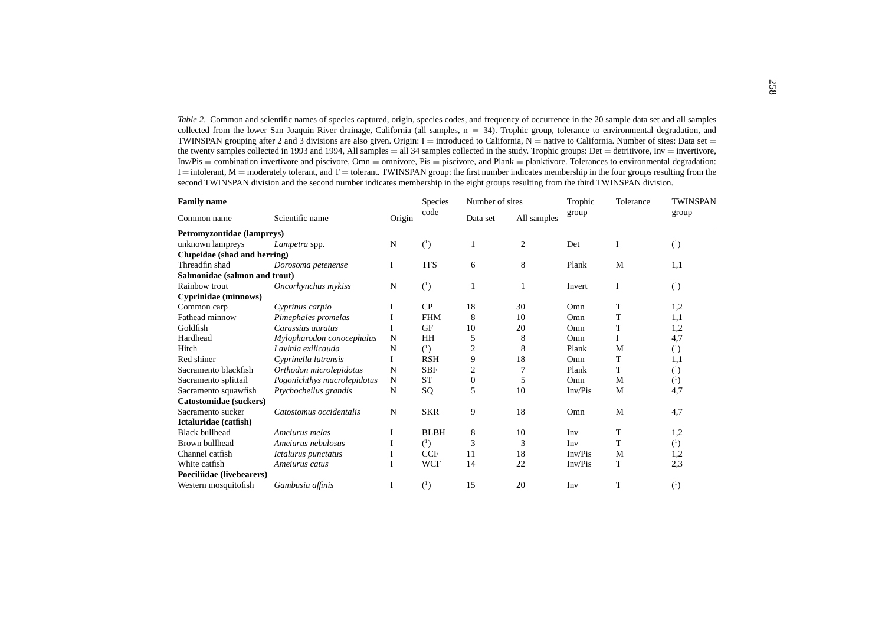*Table 2*. Common and scientific names of species captured, origin, species codes, and frequency of occurrence in the 20 sample data set and all samples collected from the lower San Joaquin River drainage, California (all samples, n = 34). Trophic group, tolerance to environmental degradation, and TWINSPAN grouping after 2 and 3 divisions are also given. Origin: I = introduced to California, N = native to California. Number of sites: Data set = the twenty samples collected in 1993 and 1994, All samples = all 34 samples collected in the study. Trophic groups: Det = detritivore, Inv = invertivore, Inv/Pis = combination invertivore and piscivore, Omn = omnivore, Pis = piscivore, and Plank = planktivore. Tolerances to environmental degradation: I = intolerant, M = moderately tolerant, and T = tolerant. TWINSPAN group: the first number indicates membership in the four groups resulting from the second TWINSPAN division and the second number indicates membership in the eight groups resulting from the third TWINSPAN division.

| **Family name** | | | Species code | Number of sites | | Trophic group | Tolerance | TWINSPAN group |
|---|---|---|---|---|---|---|---|---|
| Common name | Scientific name | Origin | | Data set | All samples | | | |
| **Petromyzontidae (lampreys)** | | | | | | | | |
| unknown lampreys | *Lampetra* spp. | N | ([1]) | 1 | 2 | Det | I | ([1]) |
| **Clupeidae (shad and herring)** | | | | | | | | |
| Threadfin shad | *Dorosoma petenense* | I | TFS | 6 | 8 | Plank | M | 1,1 |
| **Salmonidae (salmon and trout)** | | | | | | | | |
| Rainbow trout | *Oncorhynchus mykiss* | N | ([1]) | 1 | 1 | Invert | I | ([1]) |
| **Cyprinidae (minnows)** | | | | | | | | |
| Common carp | *Cyprinus carpio* | I | CP | 18 | 30 | Omn | T | 1,2 |
| Fathead minnow | *Pimephales promelas* | I | FHM | 8 | 10 | Omn | T | 1,1 |
| Goldfish | *Carassius auratus* | I | GF | 10 | 20 | Omn | T | 1,2 |
| Hardhead | *Mylopharodon conocephalus* | N | HH | 5 | 8 | Omn | I | 4,7 |
| Hitch | *Lavinia exilicauda* | N | ([1]) | 2 | 8 | Plank | M | ([1]) |
| Red shiner | *Cyprinella lutrensis* | I | RSH | 9 | 18 | Omn | T | 1,1 |
| Sacramento blackfish | *Orthodon microlepidotus* | N | SBF | 2 | 7 | Plank | T | ([1]) |
| Sacramento splittail | *Pogonichthys macrolepidotus* | N | ST | 0 | 5 | Omn | M | ([1]) |
| Sacramento squawfish | *Ptychocheilus grandis* | N | SQ | 5 | 10 | Inv/Pis | M | 4,7 |
| **Catostomidae (suckers)** | | | | | | | | |
| Sacramento sucker | *Catostomus occidentalis* | N | SKR | 9 | 18 | Omn | M | 4,7 |
| **Ictaluridae (catfish)** | | | | | | | | |
| Black bullhead | *Ameiurus melas* | I | BLBH | 8 | 10 | Inv | T | 1,2 |
| Brown bullhead | *Ameiurus nebulosus* | I | ([1]) | 3 | 3 | Inv | T | ([1]) |
| Channel catfish | *Ictalurus punctatus* | I | CCF | 11 | 18 | Inv/Pis | M | 1,2 |
| White catfish | *Ameiurus catus* | I | WCF | 14 | 22 | Inv/Pis | T | 2,3 |
| **Poeciliidae (livebearers)** | | | | | | | | |
| Western mosquitofish | *Gambusia affinis* | I | ([1]) | 15 | 20 | Inv | T | ([1]) |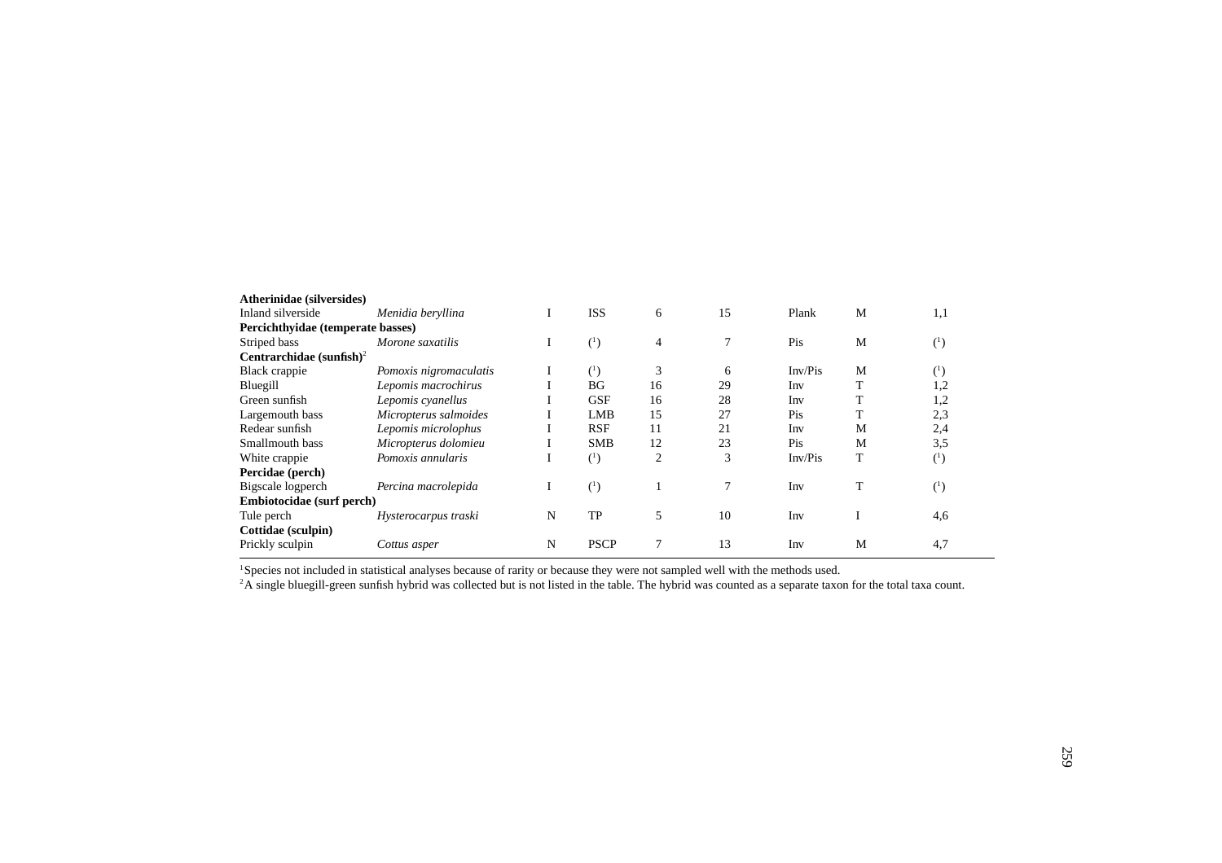| | | | | | | | | |
|---|---|---|---|---|---|---|---|---|
| **Atherinidae (silversides)** | | | | | | | | |
| Inland silverside | *Menidia beryllina* | I | ISS | 6 | 15 | Plank | M | 1,1 |
| **Percichthyidae (temperate basses)** | | | | | | | | |
| Striped bass | *Morone saxatilis* | I | ([1]) | 4 | 7 | Pis | M | ([1]) |
| **Centrarchidae (sunfish)**[2] | | | | | | | | |
| Black crappie | *Pomoxis nigromaculatis* | I | ([1]) | 3 | 6 | Inv/Pis | M | ([1]) |
| Bluegill | *Lepomis macrochirus* | I | BG | 16 | 29 | Inv | T | 1,2 |
| Green sunfish | *Lepomis cyanellus* | I | GSF | 16 | 28 | Inv | T | 1,2 |
| Largemouth bass | *Micropterus salmoides* | I | LMB | 15 | 27 | Pis | T | 2,3 |
| Redear sunfish | *Lepomis microlophus* | I | RSF | 11 | 21 | Inv | M | 2,4 |
| Smallmouth bass | *Micropterus dolomieu* | I | SMB | 12 | 23 | Pis | M | 3,5 |
| White crappie | *Pomoxis annularis* | I | ([1]) | 2 | 3 | Inv/Pis | T | ([1]) |
| **Percidae (perch)** | | | | | | | | |
| Bigscale logperch | *Percina macrolepida* | I | ([1]) | 1 | 7 | Inv | T | ([1]) |
| **Embiotocidae (surf perch)** | | | | | | | | |
| Tule perch | *Hysterocarpus traski* | N | TP | 5 | 10 | Inv | I | 4,6 |
| **Cottidae (sculpin)** | | | | | | | | |
| Prickly sculpin | *Cottus asper* | N | PSCP | 7 | 13 | Inv | M | 4,7 |

[1]Species not included in statistical analyses because of rarity or because they were not sampled well with the methods used.

[2]A single bluegill-green sunfish hybrid was collected but is not listed in the table. The hybrid was counted as a separate taxon for the total taxa count.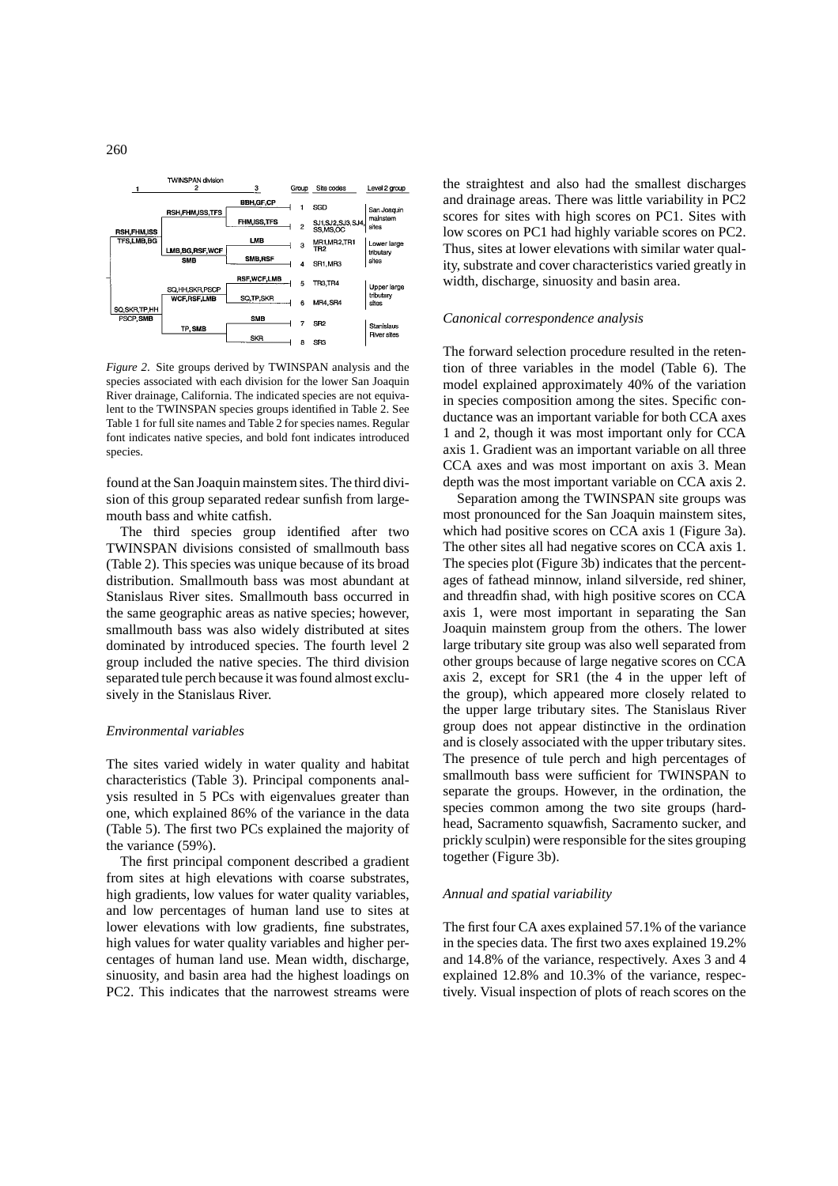| TWINSPAN division 1 | 2 | 3 | Group | Site codes | Level 2 group |
|---|---|---|---|---|---|
| RSH,FHM,ISS TFS,LMB,BG | RSH,FHM,ISS,TFS | BBH,GF,CP | 1 | SGD | San Joaquin mainstem sites |
| | | FHM,ISS,TFS | 2 | SJ1,SJ2,SJ3,SJ4, SS,MS,OC | |
| | LMB,BG,RSF,WCF **SMB** | LMB | 3 | MR1,MR2,TR1 TR2 | Lower large tributary sites |
| | | SMB,RSF | 4 | SR1,MR3 | |
| SQ,SKR,TP,HH PSCP,**SMB** | SQ,HH,SKR,PSCP WCF,RSF,LMB | RSF,WCF,LMB | 5 | TR3,TR4 | Upper large tributary sites |
| | | SQ,TP,SKR | 6 | MR4,SR4 | |
| | TP, **SMB** | SMB | 7 | SR2 | Stanislaus River sites |
| | | SKR | 8 | SR3 | |

*Figure 2.* Site groups derived by TWINSPAN analysis and the species associated with each division for the lower San Joaquin River drainage, California. The indicated species are not equivalent to the TWINSPAN species groups identified in Table 2. See Table 1 for full site names and Table 2 for species names. Regular font indicates native species, and bold font indicates introduced species.

found at the San Joaquin mainstem sites. The third division of this group separated redear sunfish from largemouth bass and white catfish.

The third species group identified after two TWINSPAN divisions consisted of smallmouth bass (Table 2). This species was unique because of its broad distribution. Smallmouth bass was most abundant at Stanislaus River sites. Smallmouth bass occurred in the same geographic areas as native species; however, smallmouth bass was also widely distributed at sites dominated by introduced species. The fourth level 2 group included the native species. The third division separated tule perch because it was found almost exclusively in the Stanislaus River.

### *Environmental variables*

The sites varied widely in water quality and habitat characteristics (Table 3). Principal components analysis resulted in 5 PCs with eigenvalues greater than one, which explained 86% of the variance in the data (Table 5). The first two PCs explained the majority of the variance (59%).

The first principal component described a gradient from sites at high elevations with coarse substrates, high gradients, low values for water quality variables, and low percentages of human land use to sites at lower elevations with low gradients, fine substrates, high values for water quality variables and higher percentages of human land use. Mean width, discharge, sinuosity, and basin area had the highest loadings on PC2. This indicates that the narrowest streams were the straightest and also had the smallest discharges and drainage areas. There was little variability in PC2 scores for sites with high scores on PC1. Sites with low scores on PC1 had highly variable scores on PC2. Thus, sites at lower elevations with similar water quality, substrate and cover characteristics varied greatly in width, discharge, sinuosity and basin area.

### *Canonical correspondence analysis*

The forward selection procedure resulted in the retention of three variables in the model (Table 6). The model explained approximately 40% of the variation in species composition among the sites. Specific conductance was an important variable for both CCA axes 1 and 2, though it was most important only for CCA axis 1. Gradient was an important variable on all three CCA axes and was most important on axis 3. Mean depth was the most important variable on CCA axis 2.

Separation among the TWINSPAN site groups was most pronounced for the San Joaquin mainstem sites, which had positive scores on CCA axis 1 (Figure 3a). The other sites all had negative scores on CCA axis 1. The species plot (Figure 3b) indicates that the percentages of fathead minnow, inland silverside, red shiner, and threadfin shad, with high positive scores on CCA axis 1, were most important in separating the San Joaquin mainstem group from the others. The lower large tributary site group was also well separated from other groups because of large negative scores on CCA axis 2, except for SR1 (the 4 in the upper left of the group), which appeared more closely related to the upper large tributary sites. The Stanislaus River group does not appear distinctive in the ordination and is closely associated with the upper tributary sites. The presence of tule perch and high percentages of smallmouth bass were sufficient for TWINSPAN to separate the groups. However, in the ordination, the species common among the two site groups (hardhead, Sacramento squawfish, Sacramento sucker, and prickly sculpin) were responsible for the sites grouping together (Figure 3b).

### *Annual and spatial variability*

The first four CA axes explained 57.1% of the variance in the species data. The first two axes explained 19.2% and 14.8% of the variance, respectively. Axes 3 and 4 explained 12.8% and 10.3% of the variance, respectively. Visual inspection of plots of reach scores on the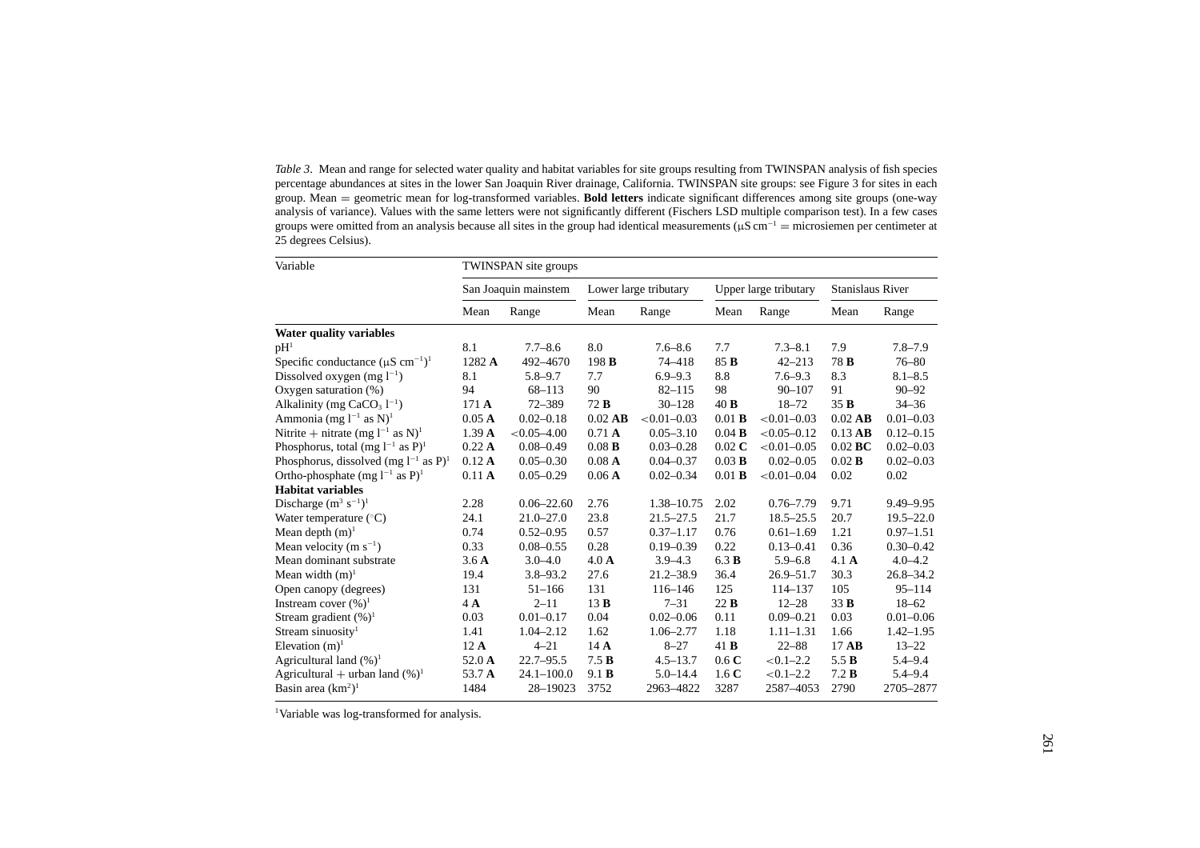*Table 3*. Mean and range for selected water quality and habitat variables for site groups resulting from TWINSPAN analysis of fish species percentage abundances at sites in the lower San Joaquin River drainage, California. TWINSPAN site groups: see Figure 3 for sites in each group. Mean = geometric mean for log-transformed variables. **Bold letters** indicate significant differences among site groups (one-way analysis of variance). Values with the same letters were not significantly different (Fischers LSD multiple comparison test). In a few cases groups were omitted from an analysis because all sites in the group had identical measurements ($\mu$S cm$^{-1}$ = microsiemen per centimeter at 25 degrees Celsius).

| Variable | TWINSPAN site groups | | | | | | | |
|---|---|---|---|---|---|---|---|---|
| | San Joaquin mainstem | | Lower large tributary | | Upper large tributary | | Stanislaus River | |
| | Mean | Range | Mean | Range | Mean | Range | Mean | Range |
| **Water quality variables** | | | | | | | | |
| pH[1] | 8.1 | 7.7–8.6 | 8.0 | 7.6–8.6 | 7.7 | 7.3–8.1 | 7.9 | 7.8–7.9 |
| Specific conductance ($\mu$S cm$^{-1}$)[1] | 1282 **A** | 492–4670 | 198 **B** | 74–418 | 85 **B** | 42–213 | 78 **B** | 76–80 |
| Dissolved oxygen (mg l$^{-1}$) | 8.1 | 5.8–9.7 | 7.7 | 6.9–9.3 | 8.8 | 7.6–9.3 | 8.3 | 8.1–8.5 |
| Oxygen saturation (%) | 94 | 68–113 | 90 | 82–115 | 98 | 90–107 | 91 | 90–92 |
| Alkalinity (mg $CaCO_3$ l$^{-1}$) | 171 **A** | 72–389 | 72 **B** | 30–128 | 40 **B** | 18–72 | 35 **B** | 34–36 |
| Ammonia (mg l$^{-1}$ as N)[1] | 0.05 **A** | 0.02–0.18 | 0.02 **AB** | <0.01–0.03 | 0.01 **B** | <0.01–0.03 | 0.02 **AB** | 0.01–0.03 |
| Nitrite + nitrate (mg l$^{-1}$ as N)[1] | 1.39 **A** | <0.05–4.00 | 0.71 **A** | 0.05–3.10 | 0.04 **B** | <0.05–0.12 | 0.13 **AB** | 0.12–0.15 |
| Phosphorus, total (mg l$^{-1}$ as P)[1] | 0.22 **A** | 0.08–0.49 | 0.08 **B** | 0.03–0.28 | 0.02 **C** | <0.01–0.05 | 0.02 **BC** | 0.02–0.03 |
| Phosphorus, dissolved (mg l$^{-1}$ as P)[1] | 0.12 **A** | 0.05–0.30 | 0.08 **A** | 0.04–0.37 | 0.03 **B** | 0.02–0.05 | 0.02 **B** | 0.02–0.03 |
| Ortho-phosphate (mg l$^{-1}$ as P)[1] | 0.11 **A** | 0.05–0.29 | 0.06 **A** | 0.02–0.34 | 0.01 **B** | <0.01–0.04 | 0.02 | 0.02 |
| **Habitat variables** | | | | | | | | |
| Discharge (m$^3$ s$^{-1}$)[1] | 2.28 | 0.06–22.60 | 2.76 | 1.38–10.75 | 2.02 | 0.76–7.79 | 9.71 | 9.49–9.95 |
| Water temperature (°C) | 24.1 | 21.0–27.0 | 23.8 | 21.5–27.5 | 21.7 | 18.5–25.5 | 20.7 | 19.5–22.0 |
| Mean depth (m)[1] | 0.74 | 0.52–0.95 | 0.57 | 0.37–1.17 | 0.76 | 0.61–1.69 | 1.21 | 0.97–1.51 |
| Mean velocity (m s$^{-1}$) | 0.33 | 0.08–0.55 | 0.28 | 0.19–0.39 | 0.22 | 0.13–0.41 | 0.36 | 0.30–0.42 |
| Mean dominant substrate | 3.6 **A** | 3.0–4.0 | 4.0 **A** | 3.9–4.3 | 6.3 **B** | 5.9–6.8 | 4.1 **A** | 4.0–4.2 |
| Mean width (m)[1] | 19.4 | 3.8–93.2 | 27.6 | 21.2–38.9 | 36.4 | 26.9–51.7 | 30.3 | 26.8–34.2 |
| Open canopy (degrees) | 131 | 51–166 | 131 | 116–146 | 125 | 114–137 | 105 | 95–114 |
| Instream cover (%)[1] | 4 **A** | 2–11 | 13 **B** | 7–31 | 22 **B** | 12–28 | 33 **B** | 18–62 |
| Stream gradient (%)[1] | 0.03 | 0.01–0.17 | 0.04 | 0.02–0.06 | 0.11 | 0.09–0.21 | 0.03 | 0.01–0.06 |
| Stream sinuosity[1] | 1.41 | 1.04–2.12 | 1.62 | 1.06–2.77 | 1.18 | 1.11–1.31 | 1.66 | 1.42–1.95 |
| Elevation (m)[1] | 12 **A** | 4–21 | 14 **A** | 8–27 | 41 **B** | 22–88 | 17 **AB** | 13–22 |
| Agricultural land (%)[1] | 52.0 **A** | 22.7–95.5 | 7.5 **B** | 4.5–13.7 | 0.6 **C** | <0.1–2.2 | 5.5 **B** | 5.4–9.4 |
| Agricultural + urban land (%)[1] | 53.7 **A** | 24.1–100.0 | 9.1 **B** | 5.0–14.4 | 1.6 **C** | <0.1–2.2 | 7.2 **B** | 5.4–9.4 |
| Basin area (km$^2$)[1] | 1484 | 28–19023 | 3752 | 2963–4822 | 3287 | 2587–4053 | 2790 | 2705–2877 |

[1]Variable was log-transformed for analysis.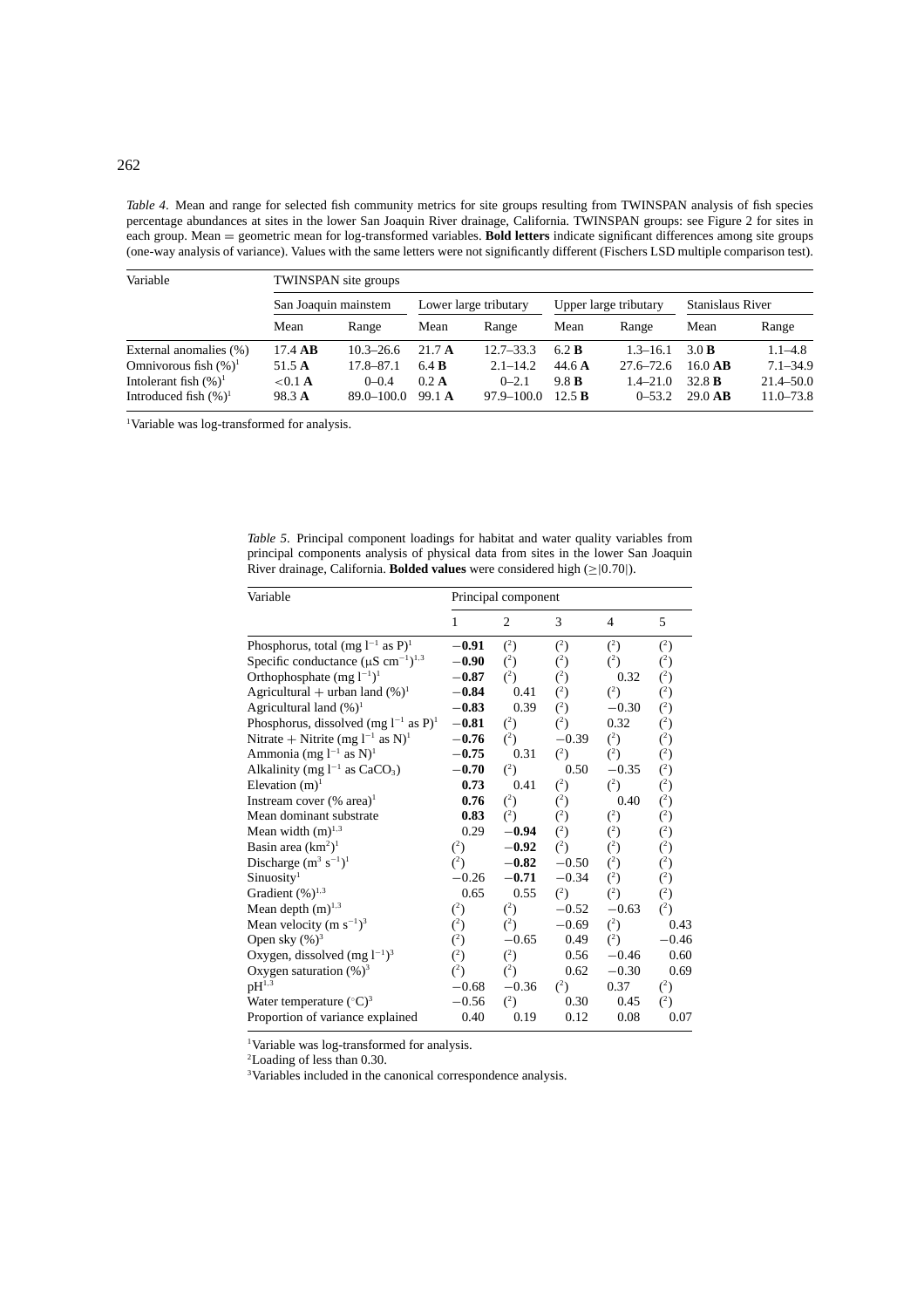*Table 4*. Mean and range for selected fish community metrics for site groups resulting from TWINSPAN analysis of fish species percentage abundances at sites in the lower San Joaquin River drainage, California. TWINSPAN groups: see Figure 2 for sites in each group. Mean = geometric mean for log-transformed variables. **Bold letters** indicate significant differences among site groups (one-way analysis of variance). Values with the same letters were not significantly different (Fischers LSD multiple comparison test).

| Variable | TWINSPAN site groups | | | | | | | |
|---|---|---|---|---|---|---|---|---|
| | San Joaquin mainstem | | Lower large tributary | | Upper large tributary | | Stanislaus River | |
| | Mean | Range | Mean | Range | Mean | Range | Mean | Range |
| External anomalies (%) | 17.4 **AB** | 10.3–26.6 | 21.7 **A** | 12.7–33.3 | 6.2 **B** | 1.3–16.1 | 3.0 **B** | 1.1–4.8 |
| Omnivorous fish (%)[1] | 51.5 **A** | 17.8–87.1 | 6.4 **B** | 2.1–14.2 | 44.6 **A** | 27.6–72.6 | 16.0 **AB** | 7.1–34.9 |
| Intolerant fish (%)[1] | <0.1 **A** | 0–0.4 | 0.2 **A** | 0–2.1 | 9.8 **B** | 1.4–21.0 | 32.8 **B** | 21.4–50.0 |
| Introduced fish (%)[1] | 98.3 **A** | 89.0–100.0 | 99.1 **A** | 97.9–100.0 | 12.5 **B** | 0–53.2 | 29.0 **AB** | 11.0–73.8 |

[1]Variable was log-transformed for analysis.

*Table 5*. Principal component loadings for habitat and water quality variables from principal components analysis of physical data from sites in the lower San Joaquin River drainage, California. **Bolded values** were considered high (≥|0.70|).

| Variable | Principal component | | | | |
|---|---|---|---|---|---|
| | 1 | 2 | 3 | 4 | 5 |
| Phosphorus, total (mg $l^{-1}$ as P)[1] | **−0.91** | ([2]) | ([2]) | ([2]) | ([2]) |
| Specific conductance (μS $cm^{-1}$)[1,3] | **−0.90** | ([2]) | ([2]) | ([2]) | ([2]) |
| Orthophosphate (mg $l^{-1}$)[1] | **−0.87** | ([2]) | ([2]) | 0.32 | ([2]) |
| Agricultural + urban land (%)[1] | **−0.84** | 0.41 | ([2]) | ([2]) | ([2]) |
| Agricultural land (%)[1] | **−0.83** | 0.39 | ([2]) | −0.30 | ([2]) |
| Phosphorus, dissolved (mg $l^{-1}$ as P)[1] | **−0.81** | ([2]) | ([2]) | 0.32 | ([2]) |
| Nitrate + Nitrite (mg $l^{-1}$ as N)[1] | **−0.76** | ([2]) | −0.39 | ([2]) | ([2]) |
| Ammonia (mg $l^{-1}$ as N)[1] | **−0.75** | 0.31 | ([2]) | ([2]) | ([2]) |
| Alkalinity (mg $l^{-1}$ as $CaCO_3$) | **−0.70** | ([2]) | 0.50 | −0.35 | ([2]) |
| Elevation (m)[1] | **0.73** | 0.41 | ([2]) | ([2]) | ([2]) |
| Instream cover (% area)[1] | **0.76** | ([2]) | ([2]) | 0.40 | ([2]) |
| Mean dominant substrate | **0.83** | ([2]) | ([2]) | ([2]) | ([2]) |
| Mean width (m)[1,3] | 0.29 | **−0.94** | ([2]) | ([2]) | ([2]) |
| Basin area ($km^2$)[1] | ([2]) | **−0.92** | ([2]) | ([2]) | ([2]) |
| Discharge ($m^3$ $s^{-1}$)[1] | ([2]) | **−0.82** | −0.50 | ([2]) | ([2]) |
| Sinuosity[1] | −0.26 | **−0.71** | −0.34 | ([2]) | ([2]) |
| Gradient (%)[1,3] | 0.65 | 0.55 | ([2]) | ([2]) | ([2]) |
| Mean depth (m)[1,3] | ([2]) | ([2]) | −0.52 | −0.63 | ([2]) |
| Mean velocity (m $s^{-1}$)[3] | ([2]) | ([2]) | −0.69 | ([2]) | 0.43 |
| Open sky (%)[3] | ([2]) | −0.65 | 0.49 | ([2]) | −0.46 |
| Oxygen, dissolved (mg $l^{-1}$)[3] | ([2]) | ([2]) | 0.56 | −0.46 | 0.60 |
| Oxygen saturation (%)[3] | ([2]) | ([2]) | 0.62 | −0.30 | 0.69 |
| pH[1,3] | −0.68 | −0.36 | ([2]) | 0.37 | ([2]) |
| Water temperature (°C)[3] | −0.56 | ([2]) | 0.30 | 0.45 | ([2]) |
| Proportion of variance explained | 0.40 | 0.19 | 0.12 | 0.08 | 0.07 |

[1]Variable was log-transformed for analysis.
[2]Loading of less than 0.30.
[3]Variables included in the canonical correspondence analysis.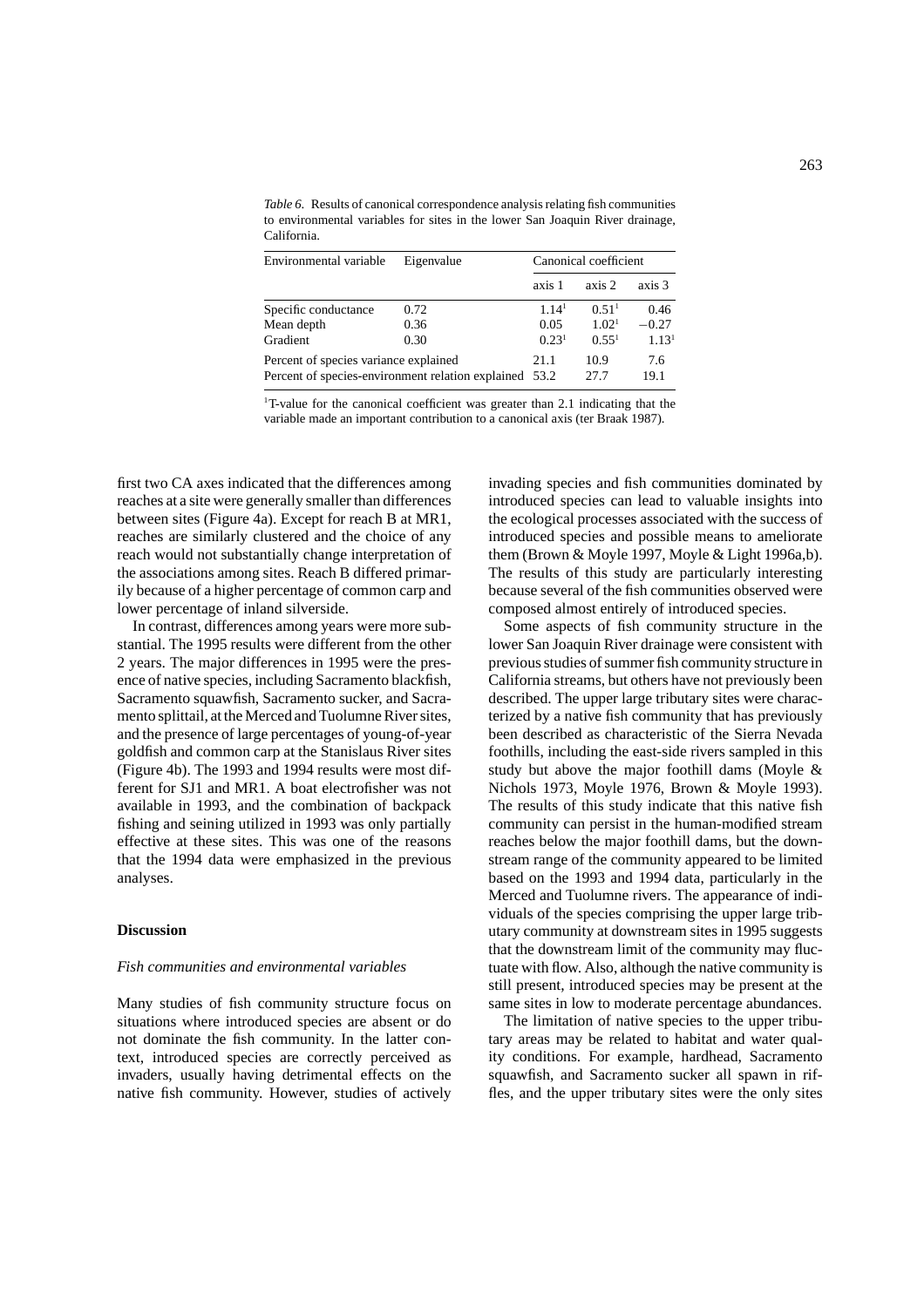*Table 6.* Results of canonical correspondence analysis relating fish communities to environmental variables for sites in the lower San Joaquin River drainage, California.

| Environmental variable | Eigenvalue | Canonical coefficient | | |
|---|---|---|---|---|
| | | axis 1 | axis 2 | axis 3 |
| Specific conductance | 0.72 | 1.14[1] | 0.51[1] | 0.46 |
| Mean depth | 0.36 | 0.05 | 1.02[1] | −0.27 |
| Gradient | 0.30 | 0.23[1] | 0.55[1] | 1.13[1] |
| Percent of species variance explained | | 21.1 | 10.9 | 7.6 |
| Percent of species-environment relation explained | | 53.2 | 27.7 | 19.1 |

[1]T-value for the canonical coefficient was greater than 2.1 indicating that the variable made an important contribution to a canonical axis (ter Braak 1987).

first two CA axes indicated that the differences among reaches at a site were generally smaller than differences between sites (Figure 4a). Except for reach B at MR1, reaches are similarly clustered and the choice of any reach would not substantially change interpretation of the associations among sites. Reach B differed primarily because of a higher percentage of common carp and lower percentage of inland silverside.

In contrast, differences among years were more substantial. The 1995 results were different from the other 2 years. The major differences in 1995 were the presence of native species, including Sacramento blackfish, Sacramento squawfish, Sacramento sucker, and Sacramento splittail, at the Merced and Tuolumne River sites, and the presence of large percentages of young-of-year goldfish and common carp at the Stanislaus River sites (Figure 4b). The 1993 and 1994 results were most different for SJ1 and MR1. A boat electrofisher was not available in 1993, and the combination of backpack fishing and seining utilized in 1993 was only partially effective at these sites. This was one of the reasons that the 1994 data were emphasized in the previous analyses.

## Discussion

### *Fish communities and environmental variables*

Many studies of fish community structure focus on situations where introduced species are absent or do not dominate the fish community. In the latter context, introduced species are correctly perceived as invaders, usually having detrimental effects on the native fish community. However, studies of actively invading species and fish communities dominated by introduced species can lead to valuable insights into the ecological processes associated with the success of introduced species and possible means to ameliorate them (Brown & Moyle 1997, Moyle & Light 1996a,b). The results of this study are particularly interesting because several of the fish communities observed were composed almost entirely of introduced species.

Some aspects of fish community structure in the lower San Joaquin River drainage were consistent with previous studies of summer fish community structure in California streams, but others have not previously been described. The upper large tributary sites were characterized by a native fish community that has previously been described as characteristic of the Sierra Nevada foothills, including the east-side rivers sampled in this study but above the major foothill dams (Moyle & Nichols 1973, Moyle 1976, Brown & Moyle 1993). The results of this study indicate that this native fish community can persist in the human-modified stream reaches below the major foothill dams, but the downstream range of the community appeared to be limited based on the 1993 and 1994 data, particularly in the Merced and Tuolumne rivers. The appearance of individuals of the species comprising the upper large tributary community at downstream sites in 1995 suggests that the downstream limit of the community may fluctuate with flow. Also, although the native community is still present, introduced species may be present at the same sites in low to moderate percentage abundances.

The limitation of native species to the upper tributary areas may be related to habitat and water quality conditions. For example, hardhead, Sacramento squawfish, and Sacramento sucker all spawn in riffles, and the upper tributary sites were the only sites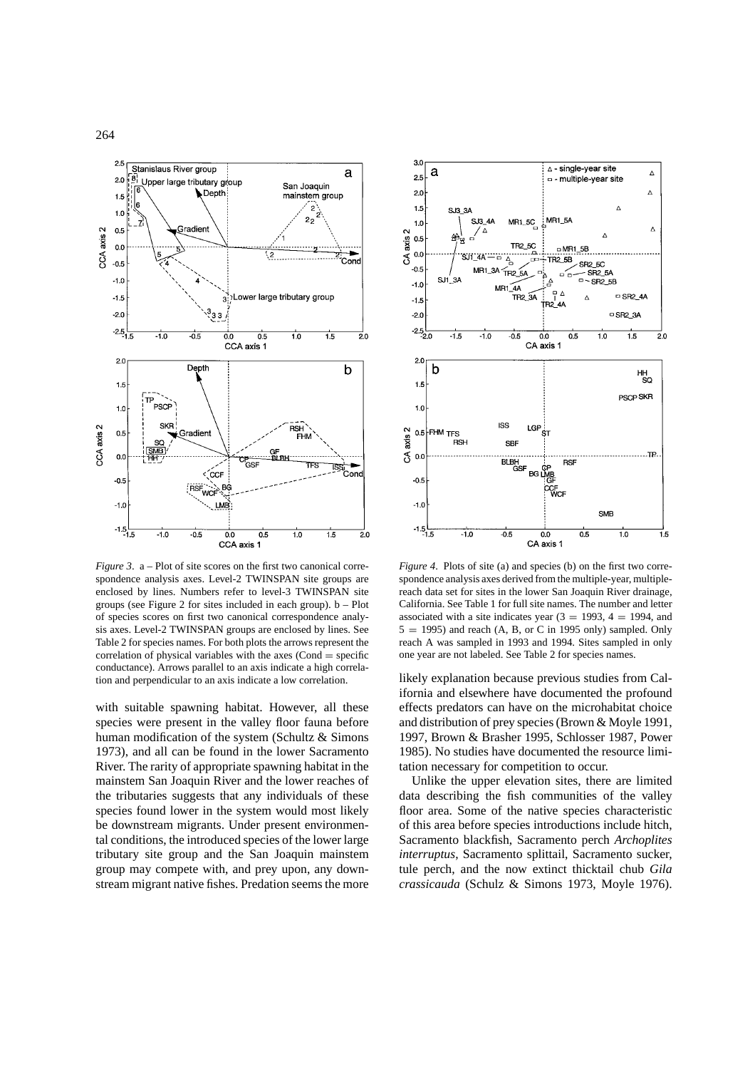*Figure 3*. a – Plot of site scores on the first two canonical correspondence analysis axes. Level-2 TWINSPAN site groups are enclosed by lines. Numbers refer to level-3 TWINSPAN site groups (see Figure 2 for sites included in each group). b – Plot of species scores on first two canonical correspondence analysis axes. Level-2 TWINSPAN groups are enclosed by lines. See Table 2 for species names. For both plots the arrows represent the correlation of physical variables with the axes (Cond = specific conductance). Arrows parallel to an axis indicate a high correlation and perpendicular to an axis indicate a low correlation.

*Figure 4*. Plots of site (a) and species (b) on the first two correspondence analysis axes derived from the multiple-year, multiple-reach data set for sites in the lower San Joaquin River drainage, California. See Table 1 for full site names. The number and letter associated with a site indicates year (3 = 1993, 4 = 1994, and 5 = 1995) and reach (A, B, or C in 1995 only) sampled. Only reach A was sampled in 1993 and 1994. Sites sampled in only one year are not labeled. See Table 2 for species names.

with suitable spawning habitat. However, all these species were present in the valley floor fauna before human modification of the system (Schultz & Simons 1973), and all can be found in the lower Sacramento River. The rarity of appropriate spawning habitat in the mainstem San Joaquin River and the lower reaches of the tributaries suggests that any individuals of these species found lower in the system would most likely be downstream migrants. Under present environmental conditions, the introduced species of the lower large tributary site group and the San Joaquin mainstem group may compete with, and prey upon, any downstream migrant native fishes. Predation seems the more likely explanation because previous studies from California and elsewhere have documented the profound effects predators can have on the microhabitat choice and distribution of prey species (Brown & Moyle 1991, 1997, Brown & Brasher 1995, Schlosser 1987, Power 1985). No studies have documented the resource limitation necessary for competition to occur.

Unlike the upper elevation sites, there are limited data describing the fish communities of the valley floor area. Some of the native species characteristic of this area before species introductions include hitch, Sacramento blackfish, Sacramento perch *Archoplites interruptus*, Sacramento splittail, Sacramento sucker, tule perch, and the now extinct thicktail chub *Gila crassicauda* (Schulz & Simons 1973, Moyle 1976).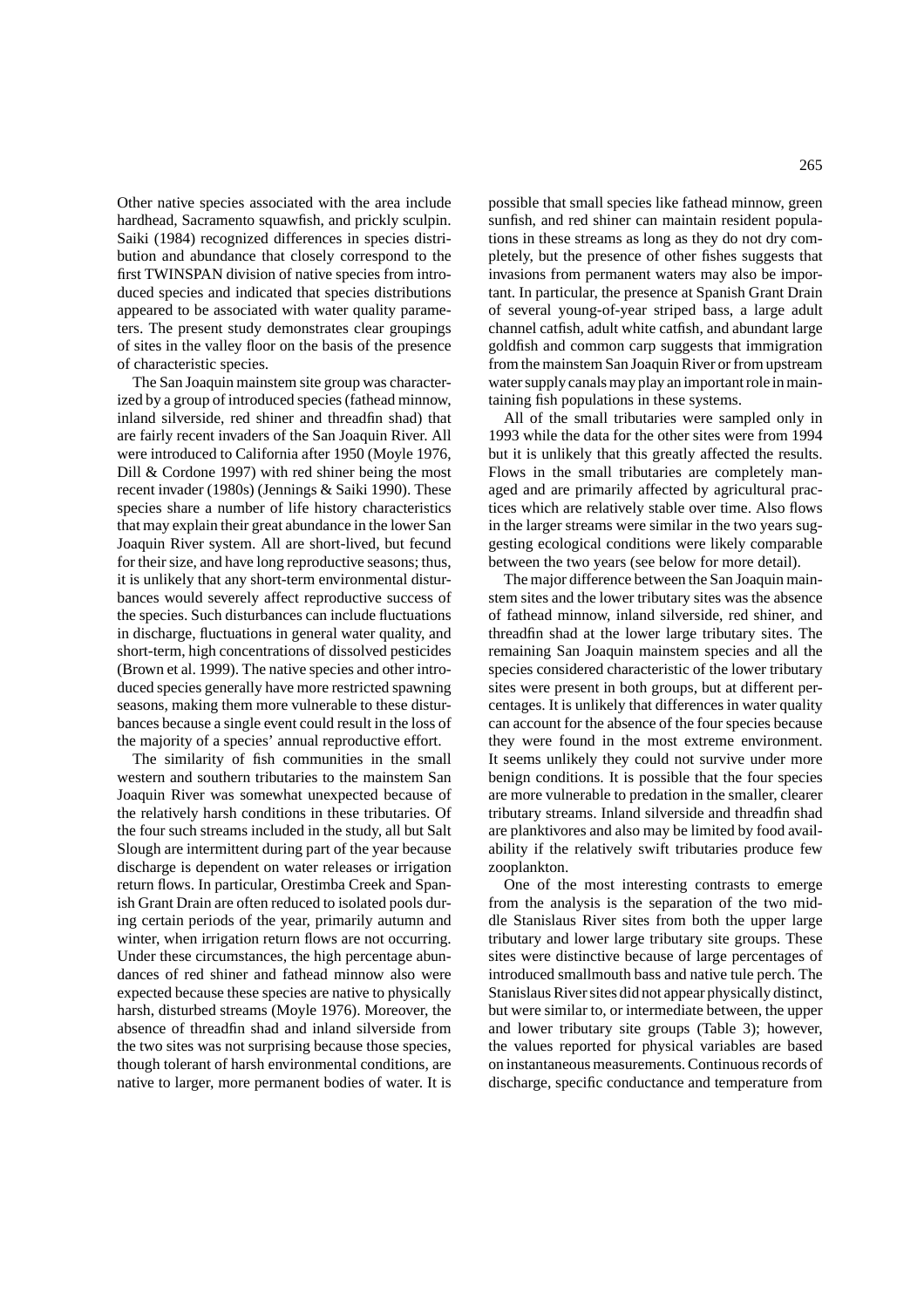Other native species associated with the area include hardhead, Sacramento squawfish, and prickly sculpin. Saiki (1984) recognized differences in species distribution and abundance that closely correspond to the first TWINSPAN division of native species from introduced species and indicated that species distributions appeared to be associated with water quality parameters. The present study demonstrates clear groupings of sites in the valley floor on the basis of the presence of characteristic species.

The San Joaquin mainstem site group was characterized by a group of introduced species (fathead minnow, inland silverside, red shiner and threadfin shad) that are fairly recent invaders of the San Joaquin River. All were introduced to California after 1950 (Moyle 1976, Dill & Cordone 1997) with red shiner being the most recent invader (1980s) (Jennings & Saiki 1990). These species share a number of life history characteristics that may explain their great abundance in the lower San Joaquin River system. All are short-lived, but fecund for their size, and have long reproductive seasons; thus, it is unlikely that any short-term environmental disturbances would severely affect reproductive success of the species. Such disturbances can include fluctuations in discharge, fluctuations in general water quality, and short-term, high concentrations of dissolved pesticides (Brown et al. 1999). The native species and other introduced species generally have more restricted spawning seasons, making them more vulnerable to these disturbances because a single event could result in the loss of the majority of a species' annual reproductive effort.

The similarity of fish communities in the small western and southern tributaries to the mainstem San Joaquin River was somewhat unexpected because of the relatively harsh conditions in these tributaries. Of the four such streams included in the study, all but Salt Slough are intermittent during part of the year because discharge is dependent on water releases or irrigation return flows. In particular, Orestimba Creek and Spanish Grant Drain are often reduced to isolated pools during certain periods of the year, primarily autumn and winter, when irrigation return flows are not occurring. Under these circumstances, the high percentage abundances of red shiner and fathead minnow also were expected because these species are native to physically harsh, disturbed streams (Moyle 1976). Moreover, the absence of threadfin shad and inland silverside from the two sites was not surprising because those species, though tolerant of harsh environmental conditions, are native to larger, more permanent bodies of water. It is possible that small species like fathead minnow, green sunfish, and red shiner can maintain resident populations in these streams as long as they do not dry completely, but the presence of other fishes suggests that invasions from permanent waters may also be important. In particular, the presence at Spanish Grant Drain of several young-of-year striped bass, a large adult channel catfish, adult white catfish, and abundant large goldfish and common carp suggests that immigration from the mainstem San Joaquin River or from upstream water supply canals may play an important role in maintaining fish populations in these systems.

All of the small tributaries were sampled only in 1993 while the data for the other sites were from 1994 but it is unlikely that this greatly affected the results. Flows in the small tributaries are completely managed and are primarily affected by agricultural practices which are relatively stable over time. Also flows in the larger streams were similar in the two years suggesting ecological conditions were likely comparable between the two years (see below for more detail).

The major difference between the San Joaquin mainstem sites and the lower tributary sites was the absence of fathead minnow, inland silverside, red shiner, and threadfin shad at the lower large tributary sites. The remaining San Joaquin mainstem species and all the species considered characteristic of the lower tributary sites were present in both groups, but at different percentages. It is unlikely that differences in water quality can account for the absence of the four species because they were found in the most extreme environment. It seems unlikely they could not survive under more benign conditions. It is possible that the four species are more vulnerable to predation in the smaller, clearer tributary streams. Inland silverside and threadfin shad are planktivores and also may be limited by food availability if the relatively swift tributaries produce few zooplankton.

One of the most interesting contrasts to emerge from the analysis is the separation of the two middle Stanislaus River sites from both the upper large tributary and lower large tributary site groups. These sites were distinctive because of large percentages of introduced smallmouth bass and native tule perch. The Stanislaus River sites did not appear physically distinct, but were similar to, or intermediate between, the upper and lower tributary site groups (Table 3); however, the values reported for physical variables are based on instantaneous measurements. Continuous records of discharge, specific conductance and temperature from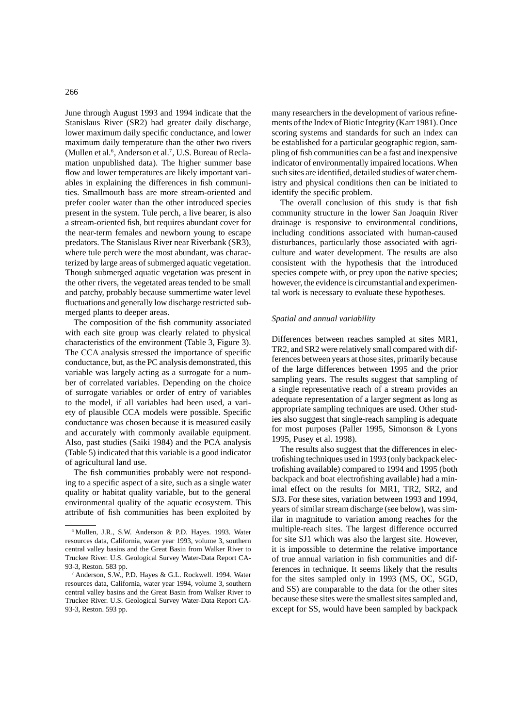June through August 1993 and 1994 indicate that the Stanislaus River (SR2) had greater daily discharge, lower maximum daily specific conductance, and lower maximum daily temperature than the other two rivers (Mullen et al.[6], Anderson et al.[7], U.S. Bureau of Reclamation unpublished data). The higher summer base flow and lower temperatures are likely important variables in explaining the differences in fish communities. Smallmouth bass are more stream-oriented and prefer cooler water than the other introduced species present in the system. Tule perch, a live bearer, is also a stream-oriented fish, but requires abundant cover for the near-term females and newborn young to escape predators. The Stanislaus River near Riverbank (SR3), where tule perch were the most abundant, was characterized by large areas of submerged aquatic vegetation. Though submerged aquatic vegetation was present in the other rivers, the vegetated areas tended to be small and patchy, probably because summertime water level fluctuations and generally low discharge restricted submerged plants to deeper areas.

The composition of the fish community associated with each site group was clearly related to physical characteristics of the environment (Table 3, Figure 3). The CCA analysis stressed the importance of specific conductance, but, as the PC analysis demonstrated, this variable was largely acting as a surrogate for a number of correlated variables. Depending on the choice of surrogate variables or order of entry of variables to the model, if all variables had been used, a variety of plausible CCA models were possible. Specific conductance was chosen because it is measured easily and accurately with commonly available equipment. Also, past studies (Saiki 1984) and the PCA analysis (Table 5) indicated that this variable is a good indicator of agricultural land use.

The fish communities probably were not responding to a specific aspect of a site, such as a single water quality or habitat quality variable, but to the general environmental quality of the aquatic ecosystem. This attribute of fish communities has been exploited by many researchers in the development of various refinements of the Index of Biotic Integrity (Karr 1981). Once scoring systems and standards for such an index can be established for a particular geographic region, sampling of fish communities can be a fast and inexpensive indicator of environmentally impaired locations. When such sites are identified, detailed studies of water chemistry and physical conditions then can be initiated to identify the specific problem.

The overall conclusion of this study is that fish community structure in the lower San Joaquin River drainage is responsive to environmental conditions, including conditions associated with human-caused disturbances, particularly those associated with agriculture and water development. The results are also consistent with the hypothesis that the introduced species compete with, or prey upon the native species; however, the evidence is circumstantial and experimental work is necessary to evaluate these hypotheses.

*Spatial and annual variability*

Differences between reaches sampled at sites MR1, TR2, and SR2 were relatively small compared with differences between years at those sites, primarily because of the large differences between 1995 and the prior sampling years. The results suggest that sampling of a single representative reach of a stream provides an adequate representation of a larger segment as long as appropriate sampling techniques are used. Other studies also suggest that single-reach sampling is adequate for most purposes (Paller 1995, Simonson & Lyons 1995, Pusey et al. 1998).

The results also suggest that the differences in electrofishing techniques used in 1993 (only backpack electrofishing available) compared to 1994 and 1995 (both backpack and boat electrofishing available) had a minimal effect on the results for MR1, TR2, SR2, and SJ3. For these sites, variation between 1993 and 1994, years of similar stream discharge (see below), was similar in magnitude to variation among reaches for the multiple-reach sites. The largest difference occurred for site SJ1 which was also the largest site. However, it is impossible to determine the relative importance of true annual variation in fish communities and differences in technique. It seems likely that the results for the sites sampled only in 1993 (MS, OC, SGD, and SS) are comparable to the data for the other sites because these sites were the smallest sites sampled and, except for SS, would have been sampled by backpack

---

[6] Mullen, J.R., S.W. Anderson & P.D. Hayes. 1993. Water resources data, California, water year 1993, volume 3, southern central valley basins and the Great Basin from Walker River to Truckee River. U.S. Geological Survey Water-Data Report CA-93-3, Reston. 583 pp.

[7] Anderson, S.W., P.D. Hayes & G.L. Rockwell. 1994. Water resources data, California, water year 1994, volume 3, southern central valley basins and the Great Basin from Walker River to Truckee River. U.S. Geological Survey Water-Data Report CA-93-3, Reston. 593 pp.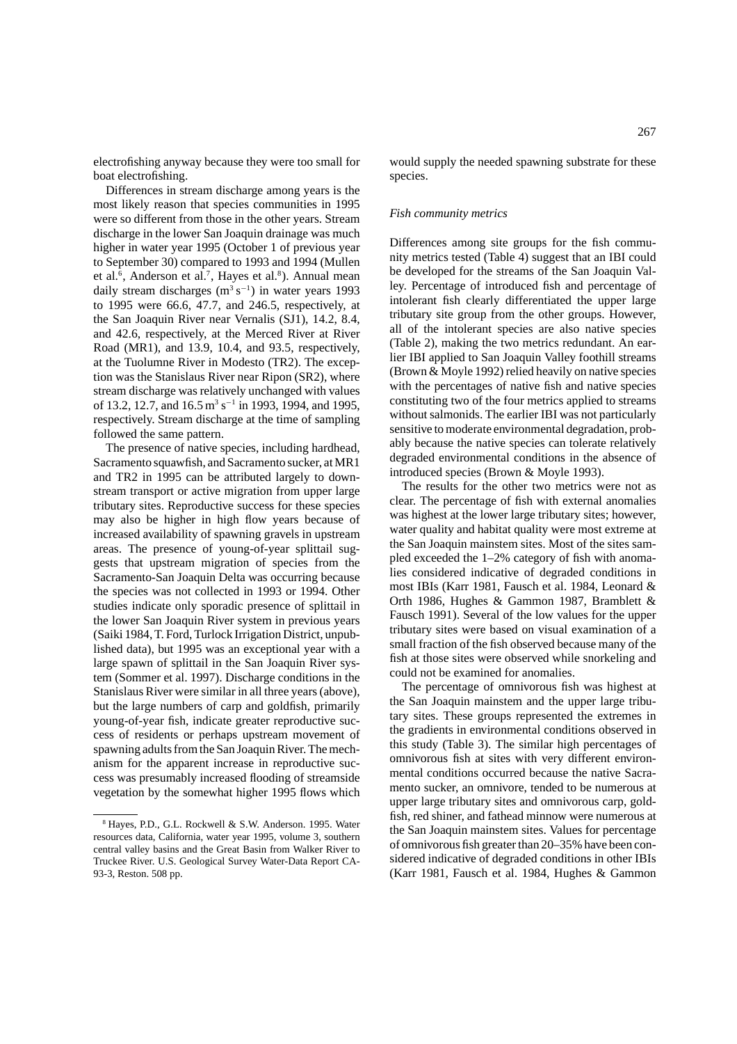electrofishing anyway because they were too small for boat electrofishing.

Differences in stream discharge among years is the most likely reason that species communities in 1995 were so different from those in the other years. Stream discharge in the lower San Joaquin drainage was much higher in water year 1995 (October 1 of previous year to September 30) compared to 1993 and 1994 (Mullen et al.[6], Anderson et al.[7], Hayes et al.[8]). Annual mean daily stream discharges ($m^3 s^{-1}$) in water years 1993 to 1995 were 66.6, 47.7, and 246.5, respectively, at the San Joaquin River near Vernalis (SJ1), 14.2, 8.4, and 42.6, respectively, at the Merced River at River Road (MR1), and 13.9, 10.4, and 93.5, respectively, at the Tuolumne River in Modesto (TR2). The exception was the Stanislaus River near Ripon (SR2), where stream discharge was relatively unchanged with values of 13.2, 12.7, and 16.5 $m^3 s^{-1}$ in 1993, 1994, and 1995, respectively. Stream discharge at the time of sampling followed the same pattern.

The presence of native species, including hardhead, Sacramento squawfish, and Sacramento sucker, at MR1 and TR2 in 1995 can be attributed largely to downstream transport or active migration from upper large tributary sites. Reproductive success for these species may also be higher in high flow years because of increased availability of spawning gravels in upstream areas. The presence of young-of-year splittail suggests that upstream migration of species from the Sacramento-San Joaquin Delta was occurring because the species was not collected in 1993 or 1994. Other studies indicate only sporadic presence of splittail in the lower San Joaquin River system in previous years (Saiki 1984, T. Ford, Turlock Irrigation District, unpublished data), but 1995 was an exceptional year with a large spawn of splittail in the San Joaquin River system (Sommer et al. 1997). Discharge conditions in the Stanislaus River were similar in all three years (above), but the large numbers of carp and goldfish, primarily young-of-year fish, indicate greater reproductive success of residents or perhaps upstream movement of spawning adults from the San Joaquin River. The mechanism for the apparent increase in reproductive success was presumably increased flooding of streamside vegetation by the somewhat higher 1995 flows which would supply the needed spawning substrate for these species.

*Fish community metrics*

Differences among site groups for the fish community metrics tested (Table 4) suggest that an IBI could be developed for the streams of the San Joaquin Valley. Percentage of introduced fish and percentage of intolerant fish clearly differentiated the upper large tributary site group from the other groups. However, all of the intolerant species are also native species (Table 2), making the two metrics redundant. An earlier IBI applied to San Joaquin Valley foothill streams (Brown & Moyle 1992) relied heavily on native species with the percentages of native fish and native species constituting two of the four metrics applied to streams without salmonids. The earlier IBI was not particularly sensitive to moderate environmental degradation, probably because the native species can tolerate relatively degraded environmental conditions in the absence of introduced species (Brown & Moyle 1993).

The results for the other two metrics were not as clear. The percentage of fish with external anomalies was highest at the lower large tributary sites; however, water quality and habitat quality were most extreme at the San Joaquin mainstem sites. Most of the sites sampled exceeded the 1–2% category of fish with anomalies considered indicative of degraded conditions in most IBIs (Karr 1981, Fausch et al. 1984, Leonard & Orth 1986, Hughes & Gammon 1987, Bramblett & Fausch 1991). Several of the low values for the upper tributary sites were based on visual examination of a small fraction of the fish observed because many of the fish at those sites were observed while snorkeling and could not be examined for anomalies.

The percentage of omnivorous fish was highest at the San Joaquin mainstem and the upper large tributary sites. These groups represented the extremes in the gradients in environmental conditions observed in this study (Table 3). The similar high percentages of omnivorous fish at sites with very different environmental conditions occurred because the native Sacramento sucker, an omnivore, tended to be numerous at upper large tributary sites and omnivorous carp, goldfish, red shiner, and fathead minnow were numerous at the San Joaquin mainstem sites. Values for percentage of omnivorous fish greater than 20–35% have been considered indicative of degraded conditions in other IBIs (Karr 1981, Fausch et al. 1984, Hughes & Gammon

[8] Hayes, P.D., G.L. Rockwell & S.W. Anderson. 1995. Water resources data, California, water year 1995, volume 3, southern central valley basins and the Great Basin from Walker River to Truckee River. U.S. Geological Survey Water-Data Report CA-93-3, Reston. 508 pp.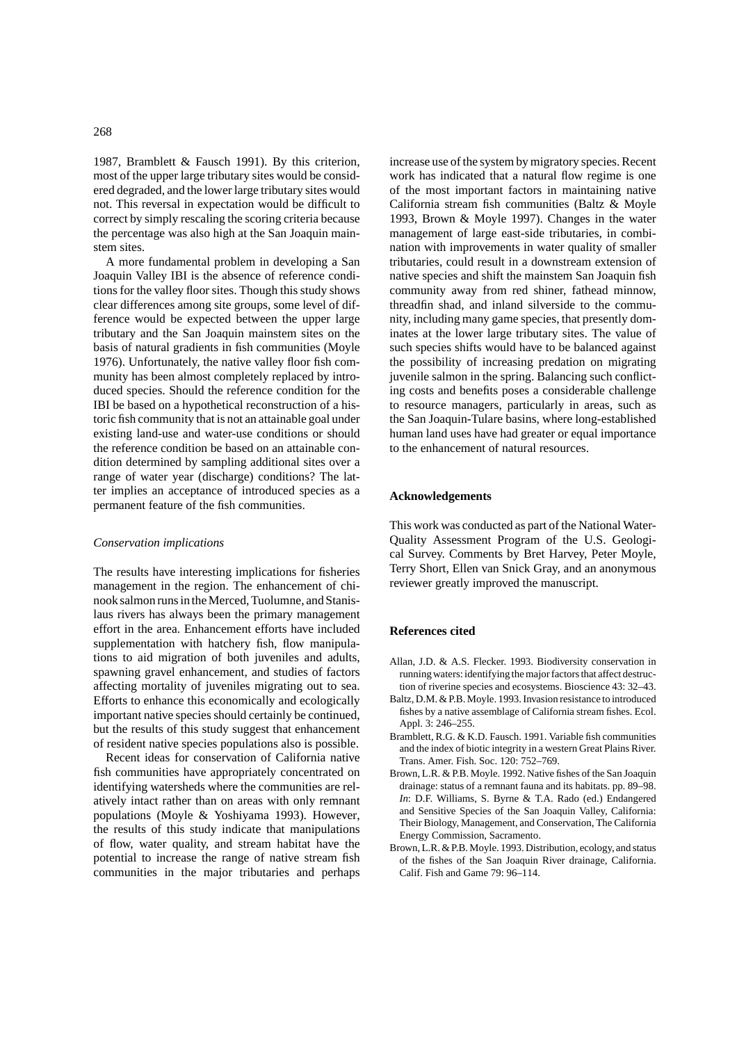1987, Bramblett & Fausch 1991). By this criterion, most of the upper large tributary sites would be considered degraded, and the lower large tributary sites would not. This reversal in expectation would be difficult to correct by simply rescaling the scoring criteria because the percentage was also high at the San Joaquin mainstem sites.

A more fundamental problem in developing a San Joaquin Valley IBI is the absence of reference conditions for the valley floor sites. Though this study shows clear differences among site groups, some level of difference would be expected between the upper large tributary and the San Joaquin mainstem sites on the basis of natural gradients in fish communities (Moyle 1976). Unfortunately, the native valley floor fish community has been almost completely replaced by introduced species. Should the reference condition for the IBI be based on a hypothetical reconstruction of a historic fish community that is not an attainable goal under existing land-use and water-use conditions or should the reference condition be based on an attainable condition determined by sampling additional sites over a range of water year (discharge) conditions? The latter implies an acceptance of introduced species as a permanent feature of the fish communities.

### *Conservation implications*

The results have interesting implications for fisheries management in the region. The enhancement of chinook salmon runs in the Merced, Tuolumne, and Stanislaus rivers has always been the primary management effort in the area. Enhancement efforts have included supplementation with hatchery fish, flow manipulations to aid migration of both juveniles and adults, spawning gravel enhancement, and studies of factors affecting mortality of juveniles migrating out to sea. Efforts to enhance this economically and ecologically important native species should certainly be continued, but the results of this study suggest that enhancement of resident native species populations also is possible.

Recent ideas for conservation of California native fish communities have appropriately concentrated on identifying watersheds where the communities are relatively intact rather than on areas with only remnant populations (Moyle & Yoshiyama 1993). However, the results of this study indicate that manipulations of flow, water quality, and stream habitat have the potential to increase the range of native stream fish communities in the major tributaries and perhaps increase use of the system by migratory species. Recent work has indicated that a natural flow regime is one of the most important factors in maintaining native California stream fish communities (Baltz & Moyle 1993, Brown & Moyle 1997). Changes in the water management of large east-side tributaries, in combination with improvements in water quality of smaller tributaries, could result in a downstream extension of native species and shift the mainstem San Joaquin fish community away from red shiner, fathead minnow, threadfin shad, and inland silverside to the community, including many game species, that presently dominates at the lower large tributary sites. The value of such species shifts would have to be balanced against the possibility of increasing predation on migrating juvenile salmon in the spring. Balancing such conflicting costs and benefits poses a considerable challenge to resource managers, particularly in areas, such as the San Joaquin-Tulare basins, where long-established human land uses have had greater or equal importance to the enhancement of natural resources.

## Acknowledgements

This work was conducted as part of the National Water-Quality Assessment Program of the U.S. Geological Survey. Comments by Bret Harvey, Peter Moyle, Terry Short, Ellen van Snick Gray, and an anonymous reviewer greatly improved the manuscript.

## References cited

Allan, J.D. & A.S. Flecker. 1993. Biodiversity conservation in running waters: identifying the major factors that affect destruction of riverine species and ecosystems. Bioscience 43: 32–43.

Baltz, D.M. & P.B. Moyle. 1993. Invasion resistance to introduced fishes by a native assemblage of California stream fishes. Ecol. Appl. 3: 246–255.

Bramblett, R.G. & K.D. Fausch. 1991. Variable fish communities and the index of biotic integrity in a western Great Plains River. Trans. Amer. Fish. Soc. 120: 752–769.

Brown, L.R. & P.B. Moyle. 1992. Native fishes of the San Joaquin drainage: status of a remnant fauna and its habitats. pp. 89–98. *In*: D.F. Williams, S. Byrne & T.A. Rado (ed.) Endangered and Sensitive Species of the San Joaquin Valley, California: Their Biology, Management, and Conservation, The California Energy Commission, Sacramento.

Brown, L.R. & P.B. Moyle. 1993. Distribution, ecology, and status of the fishes of the San Joaquin River drainage, California. Calif. Fish and Game 79: 96–114.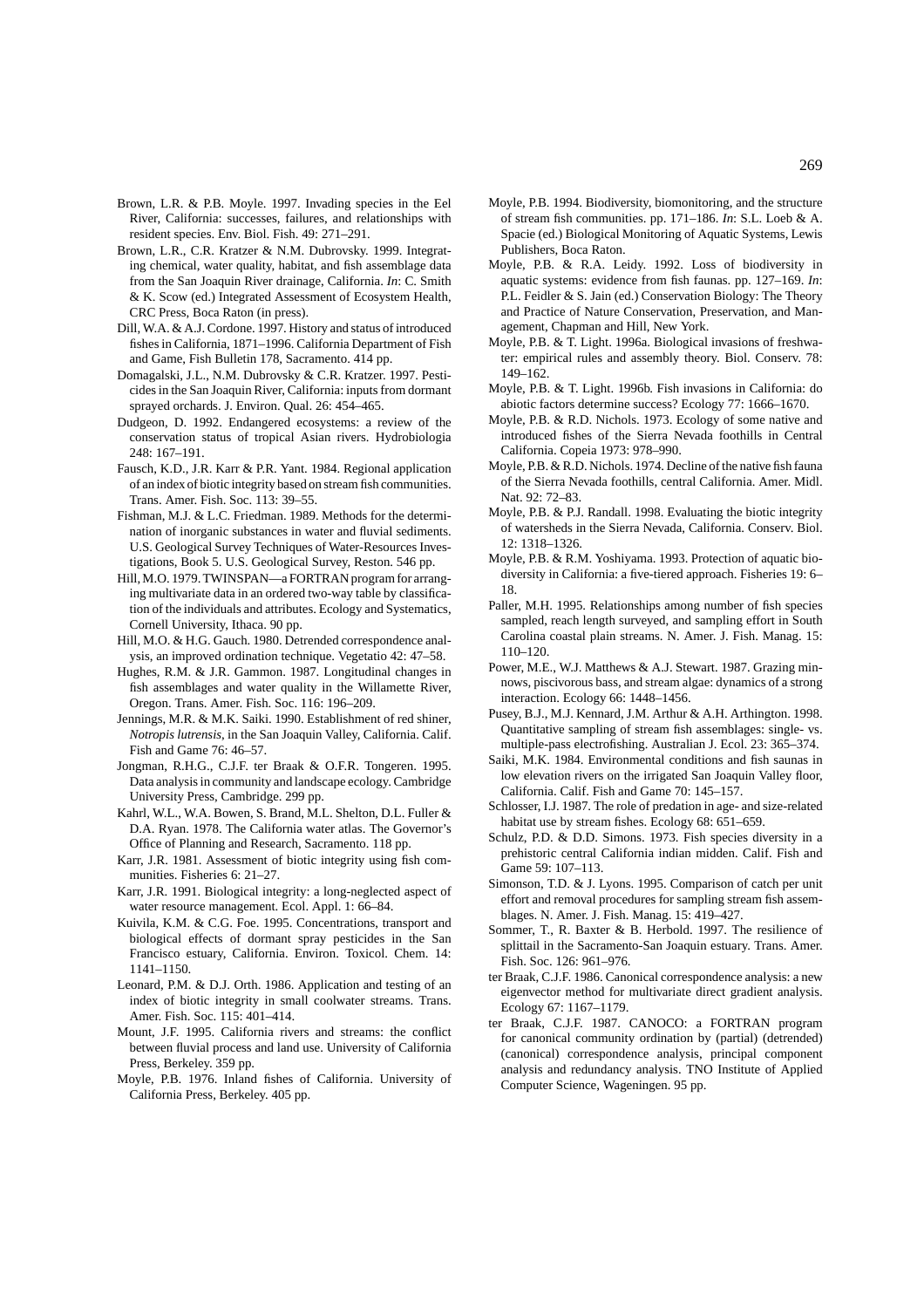Brown, L.R. & P.B. Moyle. 1997. Invading species in the Eel River, California: successes, failures, and relationships with resident species. Env. Biol. Fish. 49: 271–291.

Brown, L.R., C.R. Kratzer & N.M. Dubrovsky. 1999. Integrating chemical, water quality, habitat, and fish assemblage data from the San Joaquin River drainage, California. *In*: C. Smith & K. Scow (ed.) Integrated Assessment of Ecosystem Health, CRC Press, Boca Raton (in press).

Dill, W.A. & A.J. Cordone. 1997. History and status of introduced fishes in California, 1871–1996. California Department of Fish and Game, Fish Bulletin 178, Sacramento. 414 pp.

Domagalski, J.L., N.M. Dubrovsky & C.R. Kratzer. 1997. Pesticides in the San Joaquin River, California: inputs from dormant sprayed orchards. J. Environ. Qual. 26: 454–465.

Dudgeon, D. 1992. Endangered ecosystems: a review of the conservation status of tropical Asian rivers. Hydrobiologia 248: 167–191.

Fausch, K.D., J.R. Karr & P.R. Yant. 1984. Regional application of an index of biotic integrity based on stream fish communities. Trans. Amer. Fish. Soc. 113: 39–55.

Fishman, M.J. & L.C. Friedman. 1989. Methods for the determination of inorganic substances in water and fluvial sediments. U.S. Geological Survey Techniques of Water-Resources Investigations, Book 5. U.S. Geological Survey, Reston. 546 pp.

Hill, M.O. 1979. TWINSPAN—a FORTRAN program for arranging multivariate data in an ordered two-way table by classification of the individuals and attributes. Ecology and Systematics, Cornell University, Ithaca. 90 pp.

Hill, M.O. & H.G. Gauch. 1980. Detrended correspondence analysis, an improved ordination technique. Vegetatio 42: 47–58.

Hughes, R.M. & J.R. Gammon. 1987. Longitudinal changes in fish assemblages and water quality in the Willamette River, Oregon. Trans. Amer. Fish. Soc. 116: 196–209.

Jennings, M.R. & M.K. Saiki. 1990. Establishment of red shiner, *Notropis lutrensis*, in the San Joaquin Valley, California. Calif. Fish and Game 76: 46–57.

Jongman, R.H.G., C.J.F. ter Braak & O.F.R. Tongeren. 1995. Data analysis in community and landscape ecology. Cambridge University Press, Cambridge. 299 pp.

Kahrl, W.L., W.A. Bowen, S. Brand, M.L. Shelton, D.L. Fuller & D.A. Ryan. 1978. The California water atlas. The Governor's Office of Planning and Research, Sacramento. 118 pp.

Karr, J.R. 1981. Assessment of biotic integrity using fish communities. Fisheries 6: 21–27.

Karr, J.R. 1991. Biological integrity: a long-neglected aspect of water resource management. Ecol. Appl. 1: 66–84.

Kuivila, K.M. & C.G. Foe. 1995. Concentrations, transport and biological effects of dormant spray pesticides in the San Francisco estuary, California. Environ. Toxicol. Chem. 14: 1141–1150.

Leonard, P.M. & D.J. Orth. 1986. Application and testing of an index of biotic integrity in small coolwater streams. Trans. Amer. Fish. Soc. 115: 401–414.

Mount, J.F. 1995. California rivers and streams: the conflict between fluvial process and land use. University of California Press, Berkeley. 359 pp.

Moyle, P.B. 1976. Inland fishes of California. University of California Press, Berkeley. 405 pp.

Moyle, P.B. 1994. Biodiversity, biomonitoring, and the structure of stream fish communities. pp. 171–186. *In*: S.L. Loeb & A. Spacie (ed.) Biological Monitoring of Aquatic Systems, Lewis Publishers, Boca Raton.

Moyle, P.B. & R.A. Leidy. 1992. Loss of biodiversity in aquatic systems: evidence from fish faunas. pp. 127–169. *In*: P.L. Feidler & S. Jain (ed.) Conservation Biology: The Theory and Practice of Nature Conservation, Preservation, and Management, Chapman and Hill, New York.

Moyle, P.B. & T. Light. 1996a. Biological invasions of freshwater: empirical rules and assembly theory. Biol. Conserv. 78: 149–162.

Moyle, P.B. & T. Light. 1996b. Fish invasions in California: do abiotic factors determine success? Ecology 77: 1666–1670.

Moyle, P.B. & R.D. Nichols. 1973. Ecology of some native and introduced fishes of the Sierra Nevada foothills in Central California. Copeia 1973: 978–990.

Moyle, P.B. & R.D. Nichols. 1974. Decline of the native fish fauna of the Sierra Nevada foothills, central California. Amer. Midl. Nat. 92: 72–83.

Moyle, P.B. & P.J. Randall. 1998. Evaluating the biotic integrity of watersheds in the Sierra Nevada, California. Conserv. Biol. 12: 1318–1326.

Moyle, P.B. & R.M. Yoshiyama. 1993. Protection of aquatic biodiversity in California: a five-tiered approach. Fisheries 19: 6–18.

Paller, M.H. 1995. Relationships among number of fish species sampled, reach length surveyed, and sampling effort in South Carolina coastal plain streams. N. Amer. J. Fish. Manag. 15: 110–120.

Power, M.E., W.J. Matthews & A.J. Stewart. 1987. Grazing minnows, piscivorous bass, and stream algae: dynamics of a strong interaction. Ecology 66: 1448–1456.

Pusey, B.J., M.J. Kennard, J.M. Arthur & A.H. Arthington. 1998. Quantitative sampling of stream fish assemblages: single- vs. multiple-pass electrofishing. Australian J. Ecol. 23: 365–374.

Saiki, M.K. 1984. Environmental conditions and fish saunas in low elevation rivers on the irrigated San Joaquin Valley floor, California. Calif. Fish and Game 70: 145–157.

Schlosser, I.J. 1987. The role of predation in age- and size-related habitat use by stream fishes. Ecology 68: 651–659.

Schulz, P.D. & D.D. Simons. 1973. Fish species diversity in a prehistoric central California indian midden. Calif. Fish and Game 59: 107–113.

Simonson, T.D. & J. Lyons. 1995. Comparison of catch per unit effort and removal procedures for sampling stream fish assemblages. N. Amer. J. Fish. Manag. 15: 419–427.

Sommer, T., R. Baxter & B. Herbold. 1997. The resilience of splittail in the Sacramento-San Joaquin estuary. Trans. Amer. Fish. Soc. 126: 961–976.

ter Braak, C.J.F. 1986. Canonical correspondence analysis: a new eigenvector method for multivariate direct gradient analysis. Ecology 67: 1167–1179.

ter Braak, C.J.F. 1987. CANOCO: a FORTRAN program for canonical community ordination by (partial) (detrended) (canonical) correspondence analysis, principal component analysis and redundancy analysis. TNO Institute of Applied Computer Science, Wageningen. 95 pp.